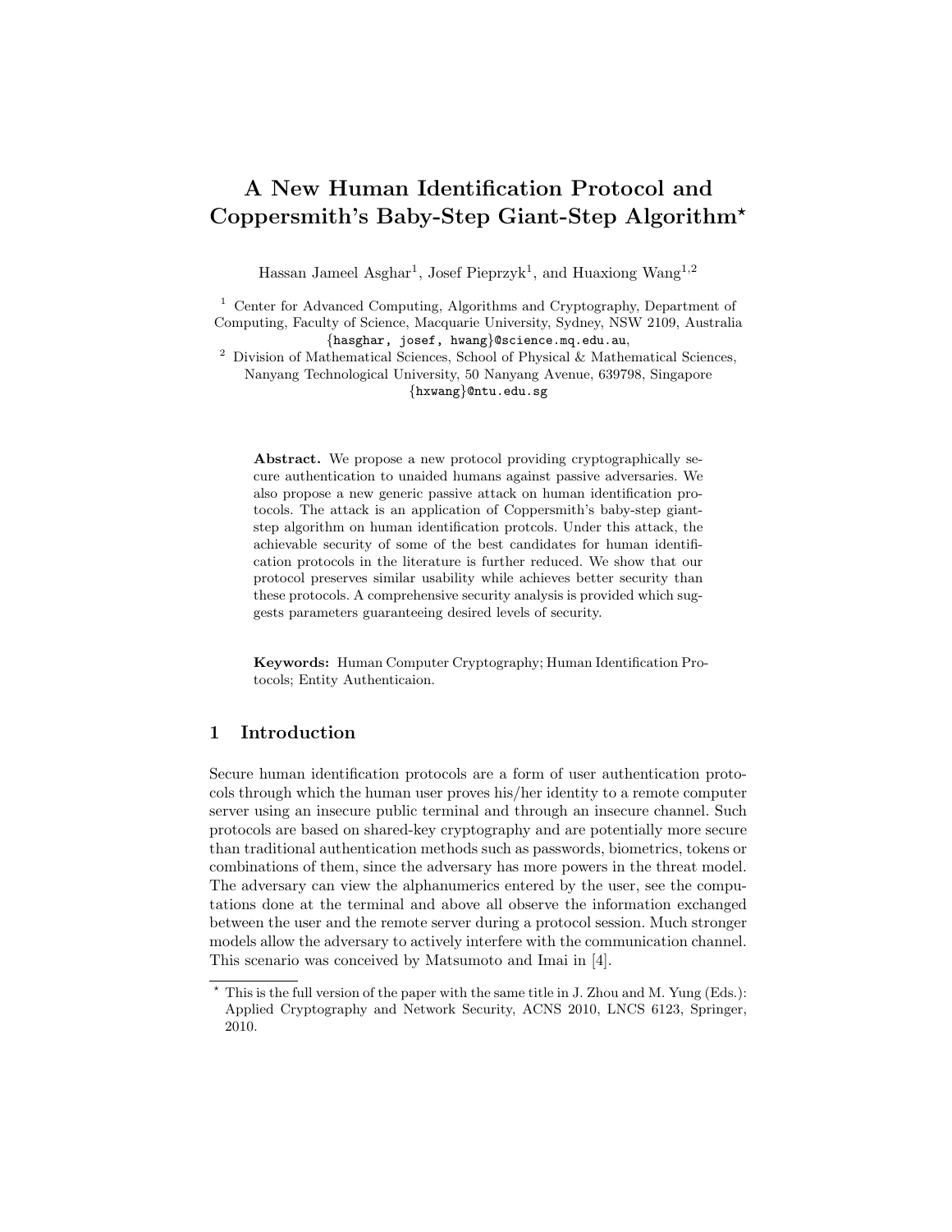# A New Human Identification Protocol and Coppersmith's Baby-Step Giant-Step Algorithm*

Hassan Jameel Asghar[1], Josef Pieprzyk[1], and Huaxiong Wang[1,2]

[1] Center for Advanced Computing, Algorithms and Cryptography, Department of Computing, Faculty of Science, Macquarie University, Sydney, NSW 2109, Australia
{hasghar, josef, hwang}@science.mq.edu.au,

[2] Division of Mathematical Sciences, School of Physical & Mathematical Sciences, Nanyang Technological University, 50 Nanyang Avenue, 639798, Singapore
{hxwang}@ntu.edu.sg

**Abstract.** We propose a new protocol providing cryptographically secure authentication to unaided humans against passive adversaries. We also propose a new generic passive attack on human identification protocols. The attack is an application of Coppersmith's baby-step giant-step algorithm on human identification protcols. Under this attack, the achievable security of some of the best candidates for human identification protocols in the literature is further reduced. We show that our protocol preserves similar usability while achieves better security than these protocols. A comprehensive security analysis is provided which suggests parameters guaranteeing desired levels of security.

**Keywords:** Human Computer Cryptography; Human Identification Protocols; Entity Authenticaion.

## 1 Introduction

Secure human identification protocols are a form of user authentication protocols through which the human user proves his/her identity to a remote computer server using an insecure public terminal and through an insecure channel. Such protocols are based on shared-key cryptography and are potentially more secure than traditional authentication methods such as passwords, biometrics, tokens or combinations of them, since the adversary has more powers in the threat model. The adversary can view the alphanumerics entered by the user, see the computations done at the terminal and above all observe the information exchanged between the user and the remote server during a protocol session. Much stronger models allow the adversary to actively interfere with the communication channel. This scenario was conceived by Matsumoto and Imai in [4].

* This is the full version of the paper with the same title in J. Zhou and M. Yung (Eds.): Applied Cryptography and Network Security, ACNS 2010, LNCS 6123, Springer, 2010.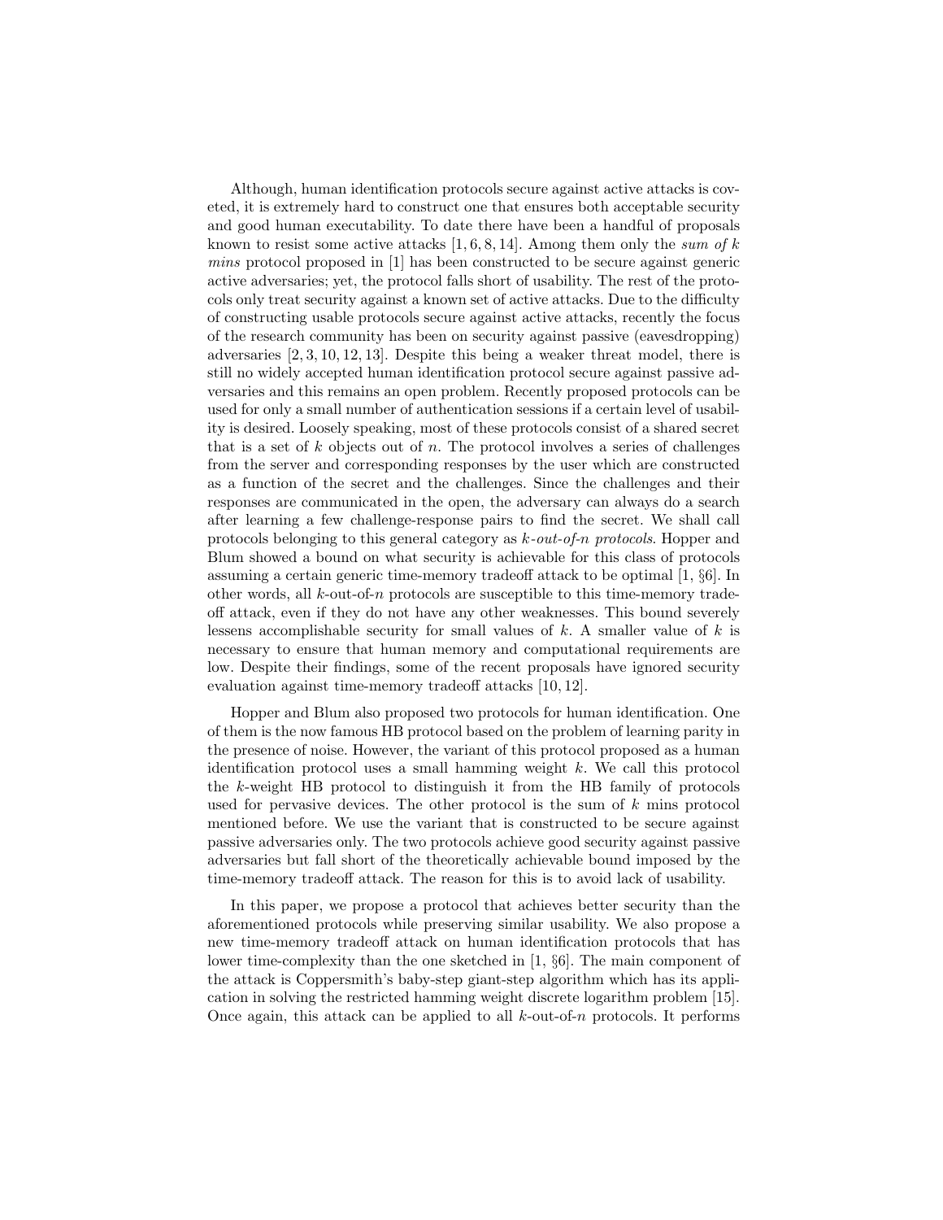Although, human identification protocols secure against active attacks is coveted, it is extremely hard to construct one that ensures both acceptable security and good human executability. To date there have been a handful of proposals known to resist some active attacks [1, 6, 8, 14]. Among them only the *sum of $k$ mins* protocol proposed in [1] has been constructed to be secure against generic active adversaries; yet, the protocol falls short of usability. The rest of the protocols only treat security against a known set of active attacks. Due to the difficulty of constructing usable protocols secure against active attacks, recently the focus of the research community has been on security against passive (eavesdropping) adversaries [2, 3, 10, 12, 13]. Despite this being a weaker threat model, there is still no widely accepted human identification protocol secure against passive adversaries and this remains an open problem. Recently proposed protocols can be used for only a small number of authentication sessions if a certain level of usability is desired. Loosely speaking, most of these protocols consist of a shared secret that is a set of $k$ objects out of $n$. The protocol involves a series of challenges from the server and corresponding responses by the user which are constructed as a function of the secret and the challenges. Since the challenges and their responses are communicated in the open, the adversary can always do a search after learning a few challenge-response pairs to find the secret. We shall call protocols belonging to this general category as *$k$-out-of-$n$ protocols*. Hopper and Blum showed a bound on what security is achievable for this class of protocols assuming a certain generic time-memory tradeoff attack to be optimal [1, §6]. In other words, all $k$-out-of-$n$ protocols are susceptible to this time-memory tradeoff attack, even if they do not have any other weaknesses. This bound severely lessens accomplishable security for small values of $k$. A smaller value of $k$ is necessary to ensure that human memory and computational requirements are low. Despite their findings, some of the recent proposals have ignored security evaluation against time-memory tradeoff attacks [10, 12].

Hopper and Blum also proposed two protocols for human identification. One of them is the now famous HB protocol based on the problem of learning parity in the presence of noise. However, the variant of this protocol proposed as a human identification protocol uses a small hamming weight $k$. We call this protocol the $k$-weight HB protocol to distinguish it from the HB family of protocols used for pervasive devices. The other protocol is the sum of $k$ mins protocol mentioned before. We use the variant that is constructed to be secure against passive adversaries only. The two protocols achieve good security against passive adversaries but fall short of the theoretically achievable bound imposed by the time-memory tradeoff attack. The reason for this is to avoid lack of usability.

In this paper, we propose a protocol that achieves better security than the aforementioned protocols while preserving similar usability. We also propose a new time-memory tradeoff attack on human identification protocols that has lower time-complexity than the one sketched in [1, §6]. The main component of the attack is Coppersmith's baby-step giant-step algorithm which has its application in solving the restricted hamming weight discrete logarithm problem [15]. Once again, this attack can be applied to all $k$-out-of-$n$ protocols. It performs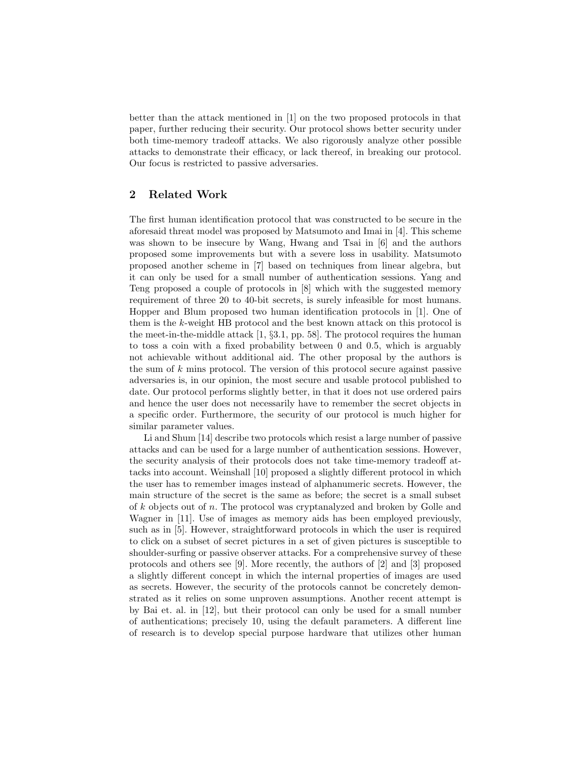better than the attack mentioned in [1] on the two proposed protocols in that paper, further reducing their security. Our protocol shows better security under both time-memory tradeoff attacks. We also rigorously analyze other possible attacks to demonstrate their efficacy, or lack thereof, in breaking our protocol. Our focus is restricted to passive adversaries.

## 2 Related Work

The first human identification protocol that was constructed to be secure in the aforesaid threat model was proposed by Matsumoto and Imai in [4]. This scheme was shown to be insecure by Wang, Hwang and Tsai in [6] and the authors proposed some improvements but with a severe loss in usability. Matsumoto proposed another scheme in [7] based on techniques from linear algebra, but it can only be used for a small number of authentication sessions. Yang and Teng proposed a couple of protocols in [8] which with the suggested memory requirement of three 20 to 40-bit secrets, is surely infeasible for most humans. Hopper and Blum proposed two human identification protocols in [1]. One of them is the $k$-weight HB protocol and the best known attack on this protocol is the meet-in-the-middle attack [1, §3.1, pp. 58]. The protocol requires the human to toss a coin with a fixed probability between 0 and 0.5, which is arguably not achievable without additional aid. The other proposal by the authors is the sum of $k$ mins protocol. The version of this protocol secure against passive adversaries is, in our opinion, the most secure and usable protocol published to date. Our protocol performs slightly better, in that it does not use ordered pairs and hence the user does not necessarily have to remember the secret objects in a specific order. Furthermore, the security of our protocol is much higher for similar parameter values.

Li and Shum [14] describe two protocols which resist a large number of passive attacks and can be used for a large number of authentication sessions. However, the security analysis of their protocols does not take time-memory tradeoff attacks into account. Weinshall [10] proposed a slightly different protocol in which the user has to remember images instead of alphanumeric secrets. However, the main structure of the secret is the same as before; the secret is a small subset of $k$ objects out of $n$. The protocol was cryptanalyzed and broken by Golle and Wagner in [11]. Use of images as memory aids has been employed previously, such as in [5]. However, straightforward protocols in which the user is required to click on a subset of secret pictures in a set of given pictures is susceptible to shoulder-surfing or passive observer attacks. For a comprehensive survey of these protocols and others see [9]. More recently, the authors of [2] and [3] proposed a slightly different concept in which the internal properties of images are used as secrets. However, the security of the protocols cannot be concretely demonstrated as it relies on some unproven assumptions. Another recent attempt is by Bai et. al. in [12], but their protocol can only be used for a small number of authentications; precisely 10, using the default parameters. A different line of research is to develop special purpose hardware that utilizes other human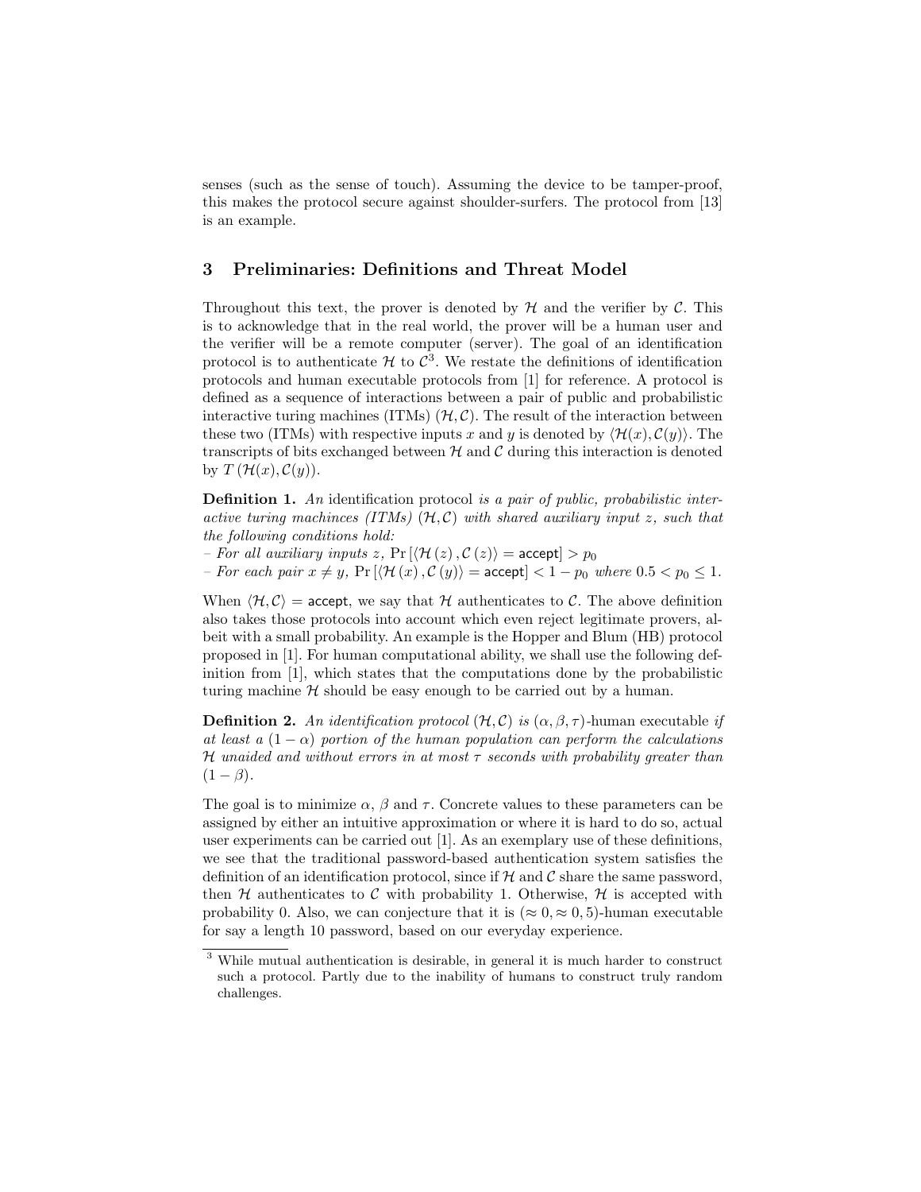senses (such as the sense of touch). Assuming the device to be tamper-proof, this makes the protocol secure against shoulder-surfers. The protocol from [13] is an example.

## 3 Preliminaries: Definitions and Threat Model

Throughout this text, the prover is denoted by $\mathcal{H}$ and the verifier by $\mathcal{C}$. This is to acknowledge that in the real world, the prover will be a human user and the verifier will be a remote computer (server). The goal of an identification protocol is to authenticate $\mathcal{H}$ to $\mathcal{C}$[3]. We restate the definitions of identification protocols and human executable protocols from [1] for reference. A protocol is defined as a sequence of interactions between a pair of public and probabilistic interactive turing machines (ITMs) $(\mathcal{H}, \mathcal{C})$. The result of the interaction between these two (ITMs) with respective inputs $x$ and $y$ is denoted by $\langle \mathcal{H}(x), \mathcal{C}(y) \rangle$. The transcripts of bits exchanged between $\mathcal{H}$ and $\mathcal{C}$ during this interaction is denoted by $T(\mathcal{H}(x), \mathcal{C}(y))$.

**Definition 1.** *An* identification protocol *is a pair of public, probabilistic interactive turing machinces (ITMs) $(\mathcal{H}, \mathcal{C})$ with shared auxiliary input $z$, such that the following conditions hold:*
– *For all auxiliary inputs $z$, $\Pr[\langle \mathcal{H}(z), \mathcal{C}(z) \rangle = \mathsf{accept}] > p_0$*
– *For each pair $x \neq y$, $\Pr[\langle \mathcal{H}(x), \mathcal{C}(y) \rangle = \mathsf{accept}] < 1 - p_0$ where $0.5 < p_0 \leq 1$.*

When $\langle \mathcal{H}, \mathcal{C} \rangle = \mathsf{accept}$, we say that $\mathcal{H}$ authenticates to $\mathcal{C}$. The above definition also takes those protocols into account which even reject legitimate provers, albeit with a small probability. An example is the Hopper and Blum (HB) protocol proposed in [1]. For human computational ability, we shall use the following definition from [1], which states that the computations done by the probabilistic turing machine $\mathcal{H}$ should be easy enough to be carried out by a human.

**Definition 2.** *An identification protocol $(\mathcal{H}, \mathcal{C})$ is $(\alpha, \beta, \tau)$*-human executable *if at least a $(1 - \alpha)$ portion of the human population can perform the calculations $\mathcal{H}$ unaided and without errors in at most $\tau$ seconds with probability greater than $(1 - \beta)$.*

The goal is to minimize $\alpha$, $\beta$ and $\tau$. Concrete values to these parameters can be assigned by either an intuitive approximation or where it is hard to do so, actual user experiments can be carried out [1]. As an exemplary use of these definitions, we see that the traditional password-based authentication system satisfies the definition of an identification protocol, since if $\mathcal{H}$ and $\mathcal{C}$ share the same password, then $\mathcal{H}$ authenticates to $\mathcal{C}$ with probability 1. Otherwise, $\mathcal{H}$ is accepted with probability 0. Also, we can conjecture that it is $(\approx 0, \approx 0, 5)$-human executable for say a length 10 password, based on our everyday experience.

[3] While mutual authentication is desirable, in general it is much harder to construct such a protocol. Partly due to the inability of humans to construct truly random challenges.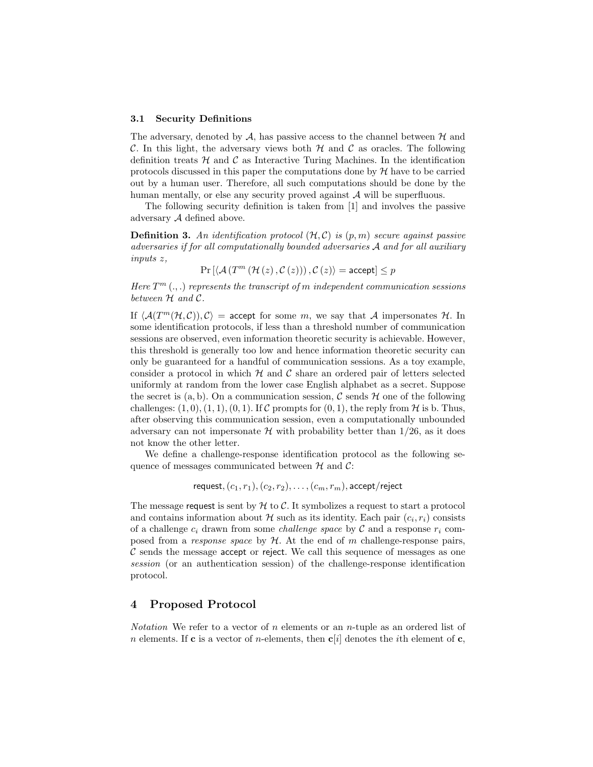### 3.1 Security Definitions

The adversary, denoted by $\mathcal{A}$, has passive access to the channel between $\mathcal{H}$ and $\mathcal{C}$. In this light, the adversary views both $\mathcal{H}$ and $\mathcal{C}$ as oracles. The following definition treats $\mathcal{H}$ and $\mathcal{C}$ as Interactive Turing Machines. In the identification protocols discussed in this paper the computations done by $\mathcal{H}$ have to be carried out by a human user. Therefore, all such computations should be done by the human mentally, or else any security proved against $\mathcal{A}$ will be superfluous.

The following security definition is taken from [1] and involves the passive adversary $\mathcal{A}$ defined above.

**Definition 3.** *An identification protocol $(\mathcal{H}, \mathcal{C})$ is $(p, m)$ secure against passive adversaries if for all computationally bounded adversaries $\mathcal{A}$ and for all auxiliary inputs $z$,*

$$\Pr\left[\langle \mathcal{A}\left(T^m\left(\mathcal{H}\left(z\right), \mathcal{C}\left(z\right)\right)\right), \mathcal{C}\left(z\right)\rangle = \mathsf{accept}\right] \leq p$$

*Here $T^m\left(.,.\right)$ represents the transcript of $m$ independent communication sessions between $\mathcal{H}$ and $\mathcal{C}$.*

If $\langle \mathcal{A}(T^m(\mathcal{H}, \mathcal{C})), \mathcal{C}\rangle = \mathsf{accept}$ for some $m$, we say that $\mathcal{A}$ impersonates $\mathcal{H}$. In some identification protocols, if less than a threshold number of communication sessions are observed, even information theoretic security is achievable. However, this threshold is generally too low and hence information theoretic security can only be guaranteed for a handful of communication sessions. As a toy example, consider a protocol in which $\mathcal{H}$ and $\mathcal{C}$ share an ordered pair of letters selected uniformly at random from the lower case English alphabet as a secret. Suppose the secret is $(\mathrm{a}, \mathrm{b})$. On a communication session, $\mathcal{C}$ sends $\mathcal{H}$ one of the following challenges: $(1, 0), (1, 1), (0, 1)$. If $\mathcal{C}$ prompts for $(0, 1)$, the reply from $\mathcal{H}$ is b. Thus, after observing this communication session, even a computationally unbounded adversary can not impersonate $\mathcal{H}$ with probability better than $1/26$, as it does not know the other letter.

We define a challenge-response identification protocol as the following sequence of messages communicated between $\mathcal{H}$ and $\mathcal{C}$:

$$\mathsf{request}, (c_1, r_1), (c_2, r_2), \ldots, (c_m, r_m), \mathsf{accept}/\mathsf{reject}$$

The message request is sent by $\mathcal{H}$ to $\mathcal{C}$. It symbolizes a request to start a protocol and contains information about $\mathcal{H}$ such as its identity. Each pair $(c_i, r_i)$ consists of a challenge $c_i$ drawn from some *challenge space* by $\mathcal{C}$ and a response $r_i$ composed from a *response space* by $\mathcal{H}$. At the end of $m$ challenge-response pairs, $\mathcal{C}$ sends the message accept or reject. We call this sequence of messages as one *session* (or an authentication session) of the challenge-response identification protocol.

## 4 Proposed Protocol

*Notation* We refer to a vector of $n$ elements or an $n$-tuple as an ordered list of $n$ elements. If $\mathbf{c}$ is a vector of $n$-elements, then $\mathbf{c}[i]$ denotes the $i$th element of $\mathbf{c}$,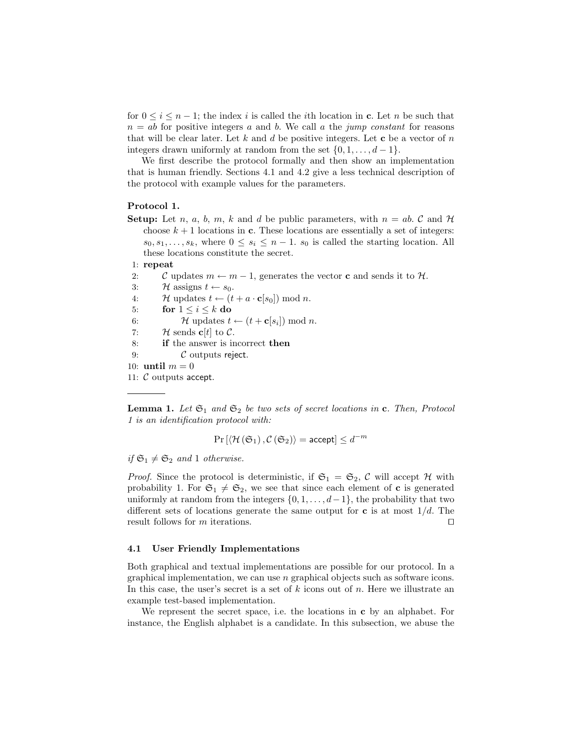for $0 \leq i \leq n-1$; the index $i$ is called the $i$th location in $\mathbf{c}$. Let $n$ be such that $n = ab$ for positive integers $a$ and $b$. We call $a$ the *jump constant* for reasons that will be clear later. Let $k$ and $d$ be positive integers. Let $\mathbf{c}$ be a vector of $n$ integers drawn uniformly at random from the set $\{0, 1, \ldots, d-1\}$.

We first describe the protocol formally and then show an implementation that is human friendly. Sections 4.1 and 4.2 give a less technical description of the protocol with example values for the parameters.

**Protocol 1.**

**Setup:** Let $n$, $a$, $b$, $m$, $k$ and $d$ be public parameters, with $n = ab$. $\mathcal{C}$ and $\mathcal{H}$ choose $k+1$ locations in $\mathbf{c}$. These locations are essentially a set of integers: $s_0, s_1, \ldots, s_k$, where $0 \leq s_i \leq n-1$. $s_0$ is called the starting location. All these locations constitute the secret.

1: **repeat**
2: $\quad$ $\mathcal{C}$ updates $m \leftarrow m - 1$, generates the vector $\mathbf{c}$ and sends it to $\mathcal{H}$.
3: $\quad$ $\mathcal{H}$ assigns $t \leftarrow s_0$.
4: $\quad$ $\mathcal{H}$ updates $t \leftarrow (t + a \cdot \mathbf{c}[s_0]) \bmod n$.
5: $\quad$ **for** $1 \leq i \leq k$ **do**
6: $\quad\quad$ $\mathcal{H}$ updates $t \leftarrow (t + \mathbf{c}[s_i]) \bmod n$.
7: $\quad$ $\mathcal{H}$ sends $\mathbf{c}[t]$ to $\mathcal{C}$.
8: $\quad$ **if** the answer is incorrect **then**
9: $\quad\quad$ $\mathcal{C}$ outputs reject.
10: **until** $m = 0$
11: $\mathcal{C}$ outputs accept.

---

**Lemma 1.** *Let $\mathfrak{S}_1$ and $\mathfrak{S}_2$ be two sets of secret locations in $\mathbf{c}$. Then, Protocol 1 is an identification protocol with:*

$$\Pr\left[\langle \mathcal{H}(\mathfrak{S}_1), \mathcal{C}(\mathfrak{S}_2) \rangle = \mathsf{accept}\right] \leq d^{-m}$$

*if $\mathfrak{S}_1 \neq \mathfrak{S}_2$ and 1 otherwise.*

*Proof.* Since the protocol is deterministic, if $\mathfrak{S}_1 = \mathfrak{S}_2$, $\mathcal{C}$ will accept $\mathcal{H}$ with probability 1. For $\mathfrak{S}_1 \neq \mathfrak{S}_2$, we see that since each element of $\mathbf{c}$ is generated uniformly at random from the integers $\{0, 1, \ldots, d-1\}$, the probability that two different sets of locations generate the same output for $\mathbf{c}$ is at most $1/d$. The result follows for $m$ iterations. ◻

### 4.1 User Friendly Implementations

Both graphical and textual implementations are possible for our protocol. In a graphical implementation, we can use $n$ graphical objects such as software icons. In this case, the user's secret is a set of $k$ icons out of $n$. Here we illustrate an example test-based implementation.

We represent the secret space, i.e. the locations in $\mathbf{c}$ by an alphabet. For instance, the English alphabet is a candidate. In this subsection, we abuse the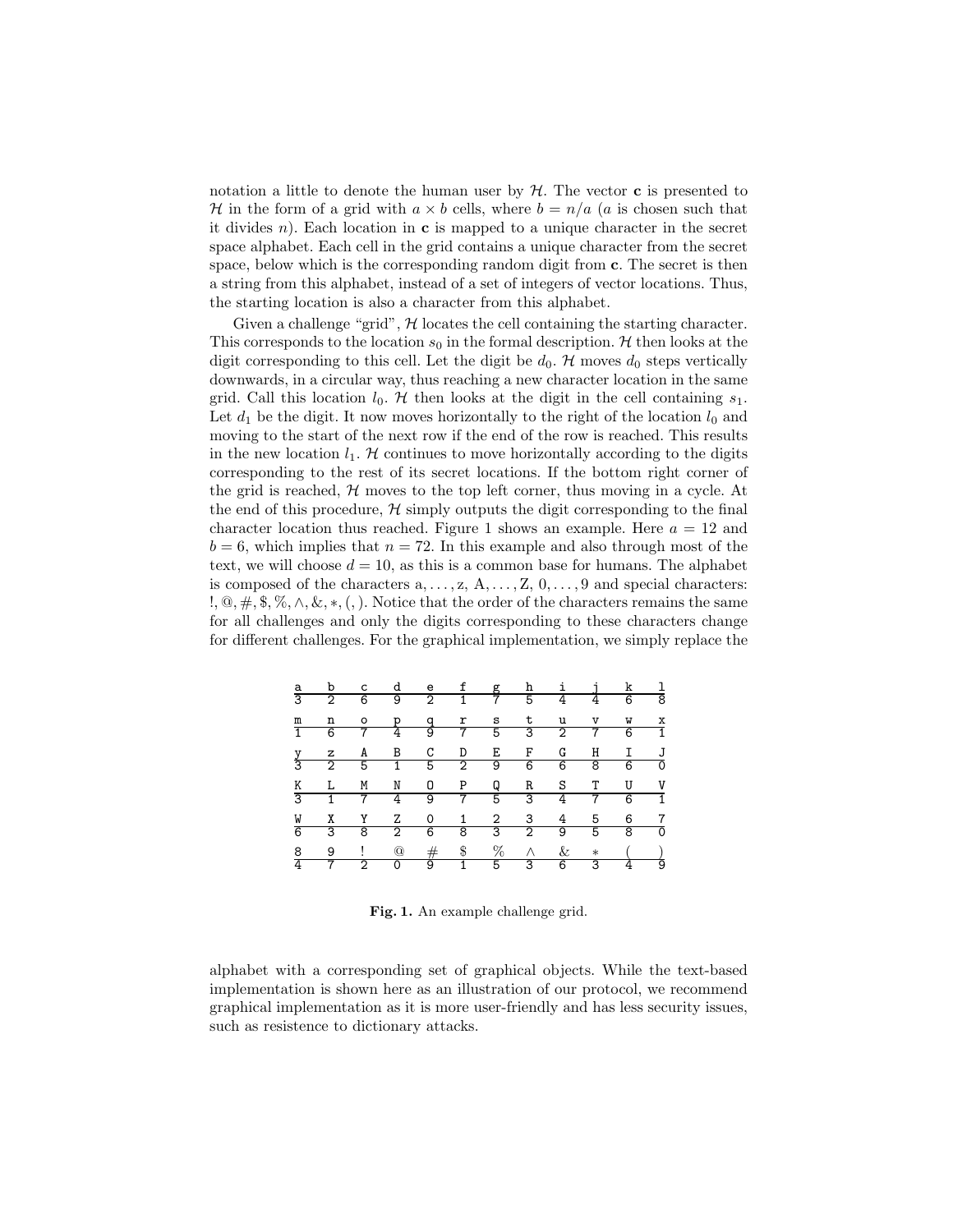notation a little to denote the human user by $\mathcal{H}$. The vector $\mathbf{c}$ is presented to $\mathcal{H}$ in the form of a grid with $a \times b$ cells, where $b = n/a$ ($a$ is chosen such that it divides $n$). Each location in $\mathbf{c}$ is mapped to a unique character in the secret space alphabet. Each cell in the grid contains a unique character from the secret space, below which is the corresponding random digit from $\mathbf{c}$. The secret is then a string from this alphabet, instead of a set of integers of vector locations. Thus, the starting location is also a character from this alphabet.

Given a challenge "grid", $\mathcal{H}$ locates the cell containing the starting character. This corresponds to the location $s_0$ in the formal description. $\mathcal{H}$ then looks at the digit corresponding to this cell. Let the digit be $d_0$. $\mathcal{H}$ moves $d_0$ steps vertically downwards, in a circular way, thus reaching a new character location in the same grid. Call this location $l_0$. $\mathcal{H}$ then looks at the digit in the cell containing $s_1$. Let $d_1$ be the digit. It now moves horizontally to the right of the location $l_0$ and moving to the start of the next row if the end of the row is reached. This results in the new location $l_1$. $\mathcal{H}$ continues to move horizontally according to the digits corresponding to the rest of its secret locations. If the bottom right corner of the grid is reached, $\mathcal{H}$ moves to the top left corner, thus moving in a cycle. At the end of this procedure, $\mathcal{H}$ simply outputs the digit corresponding to the final character location thus reached. Figure 1 shows an example. Here $a = 12$ and $b = 6$, which implies that $n = 72$. In this example and also through most of the text, we will choose $d = 10$, as this is a common base for humans. The alphabet is composed of the characters a, ..., z, A, ..., Z, 0, ..., 9 and special characters: !, @, #, \$, %, $\wedge$, &, $*$, (, ). Notice that the order of the characters remains the same for all challenges and only the digits corresponding to these characters change for different challenges. For the graphical implementation, we simply replace the

| a | b | c | d | e | f | g | h | i | j | k | l |
|---|---|---|---|---|---|---|---|---|---|---|---|
| 3 | 2 | 6 | 9 | 2 | 1 | 7 | 5 | 4 | 4 | 6 | 8 |
| m | n | o | p | q | r | s | t | u | v | w | x |
| 1 | 6 | 7 | 4 | 9 | 7 | 5 | 3 | 2 | 7 | 6 | 1 |
| y | z | A | B | C | D | E | F | G | H | I | J |
| 3 | 2 | 5 | 1 | 5 | 2 | 9 | 6 | 6 | 8 | 6 | 0 |
| K | L | M | N | O | P | Q | R | S | T | U | V |
| 3 | 1 | 7 | 4 | 9 | 7 | 5 | 3 | 4 | 7 | 6 | 1 |
| W | X | Y | Z | 0 | 1 | 2 | 3 | 4 | 5 | 6 | 7 |
| 6 | 3 | 8 | 2 | 6 | 8 | 3 | 2 | 9 | 5 | 8 | 0 |
| 8 | 9 | ! | @ | # | $ | % | ∧ | & | ∗ | ( | ) |
| 4 | 7 | 2 | 0 | 9 | 1 | 5 | 3 | 6 | 3 | 4 | 9 |

**Fig. 1.** An example challenge grid.

alphabet with a corresponding set of graphical objects. While the text-based implementation is shown here as an illustration of our protocol, we recommend graphical implementation as it is more user-friendly and has less security issues, such as resistence to dictionary attacks.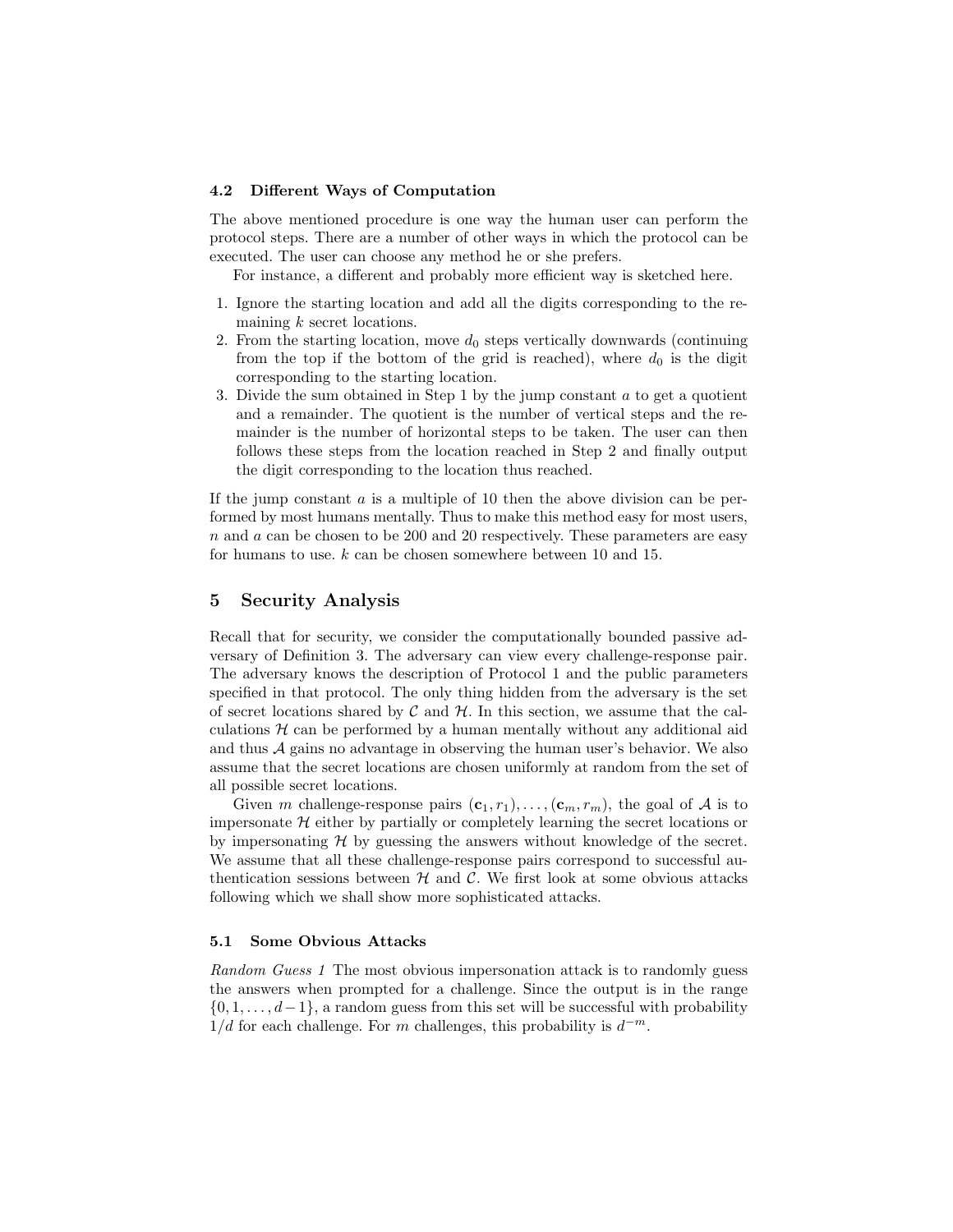### 4.2 Different Ways of Computation

The above mentioned procedure is one way the human user can perform the protocol steps. There are a number of other ways in which the protocol can be executed. The user can choose any method he or she prefers.

For instance, a different and probably more efficient way is sketched here.

1. Ignore the starting location and add all the digits corresponding to the remaining $k$ secret locations.
2. From the starting location, move $d_0$ steps vertically downwards (continuing from the top if the bottom of the grid is reached), where $d_0$ is the digit corresponding to the starting location.
3. Divide the sum obtained in Step 1 by the jump constant $a$ to get a quotient and a remainder. The quotient is the number of vertical steps and the remainder is the number of horizontal steps to be taken. The user can then follows these steps from the location reached in Step 2 and finally output the digit corresponding to the location thus reached.

If the jump constant $a$ is a multiple of 10 then the above division can be performed by most humans mentally. Thus to make this method easy for most users, $n$ and $a$ can be chosen to be 200 and 20 respectively. These parameters are easy for humans to use. $k$ can be chosen somewhere between 10 and 15.

## 5 Security Analysis

Recall that for security, we consider the computationally bounded passive adversary of Definition 3. The adversary can view every challenge-response pair. The adversary knows the description of Protocol 1 and the public parameters specified in that protocol. The only thing hidden from the adversary is the set of secret locations shared by $\mathcal{C}$ and $\mathcal{H}$. In this section, we assume that the calculations $\mathcal{H}$ can be performed by a human mentally without any additional aid and thus $\mathcal{A}$ gains no advantage in observing the human user's behavior. We also assume that the secret locations are chosen uniformly at random from the set of all possible secret locations.

Given $m$ challenge-response pairs $(\mathbf{c}_1, r_1), \ldots, (\mathbf{c}_m, r_m)$, the goal of $\mathcal{A}$ is to impersonate $\mathcal{H}$ either by partially or completely learning the secret locations or by impersonating $\mathcal{H}$ by guessing the answers without knowledge of the secret. We assume that all these challenge-response pairs correspond to successful authentication sessions between $\mathcal{H}$ and $\mathcal{C}$. We first look at some obvious attacks following which we shall show more sophisticated attacks.

### 5.1 Some Obvious Attacks

*Random Guess 1* The most obvious impersonation attack is to randomly guess the answers when prompted for a challenge. Since the output is in the range $\{0, 1, \ldots, d-1\}$, a random guess from this set will be successful with probability $1/d$ for each challenge. For $m$ challenges, this probability is $d^{-m}$.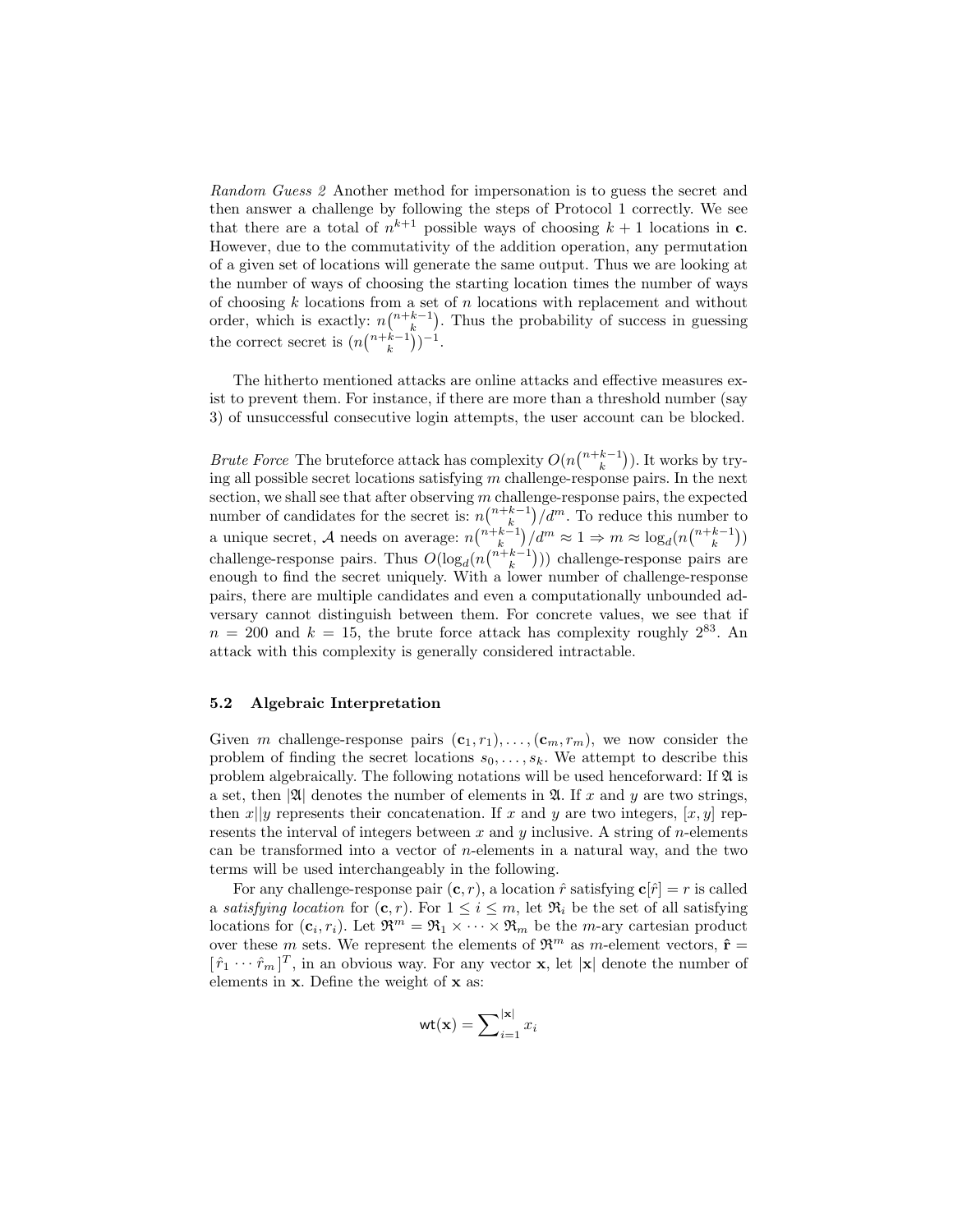*Random Guess 2* Another method for impersonation is to guess the secret and then answer a challenge by following the steps of Protocol 1 correctly. We see that there are a total of $n^{k+1}$ possible ways of choosing $k+1$ locations in $\mathbf{c}$. However, due to the commutativity of the addition operation, any permutation of a given set of locations will generate the same output. Thus we are looking at the number of ways of choosing the starting location times the number of ways of choosing $k$ locations from a set of $n$ locations with replacement and without order, which is exactly: $n\binom{n+k-1}{k}$. Thus the probability of success in guessing the correct secret is $(n\binom{n+k-1}{k})^{-1}$.

The hitherto mentioned attacks are online attacks and effective measures exist to prevent them. For instance, if there are more than a threshold number (say 3) of unsuccessful consecutive login attempts, the user account can be blocked.

*Brute Force* The bruteforce attack has complexity $O(n\binom{n+k-1}{k})$. It works by trying all possible secret locations satisfying $m$ challenge-response pairs. In the next section, we shall see that after observing $m$ challenge-response pairs, the expected number of candidates for the secret is: $n\binom{n+k-1}{k}/d^m$. To reduce this number to a unique secret, $\mathcal{A}$ needs on average: $n\binom{n+k-1}{k}/d^m \approx 1 \Rightarrow m \approx \log_d(n\binom{n+k-1}{k})$ challenge-response pairs. Thus $O(\log_d(n\binom{n+k-1}{k}))$ challenge-response pairs are enough to find the secret uniquely. With a lower number of challenge-response pairs, there are multiple candidates and even a computationally unbounded adversary cannot distinguish between them. For concrete values, we see that if $n = 200$ and $k = 15$, the brute force attack has complexity roughly $2^{83}$. An attack with this complexity is generally considered intractable.

### 5.2 Algebraic Interpretation

Given $m$ challenge-response pairs $(\mathbf{c}_1, r_1), \ldots, (\mathbf{c}_m, r_m)$, we now consider the problem of finding the secret locations $s_0, \ldots, s_k$. We attempt to describe this problem algebraically. The following notations will be used henceforward: If $\mathfrak{A}$ is a set, then $|\mathfrak{A}|$ denotes the number of elements in $\mathfrak{A}$. If $x$ and $y$ are two strings, then $x||y$ represents their concatenation. If $x$ and $y$ are two integers, $[x, y]$ represents the interval of integers between $x$ and $y$ inclusive. A string of $n$-elements can be transformed into a vector of $n$-elements in a natural way, and the two terms will be used interchangeably in the following.

For any challenge-response pair $(\mathbf{c}, r)$, a location $\hat{r}$ satisfying $\mathbf{c}[\hat{r}] = r$ is called a *satisfying location* for $(\mathbf{c}, r)$. For $1 \leq i \leq m$, let $\mathfrak{R}_i$ be the set of all satisfying locations for $(\mathbf{c}_i, r_i)$. Let $\mathfrak{R}^m = \mathfrak{R}_1 \times \cdots \times \mathfrak{R}_m$ be the $m$-ary cartesian product over these $m$ sets. We represent the elements of $\mathfrak{R}^m$ as $m$-element vectors, $\hat{\mathbf{r}} = [\hat{r}_1 \cdots \hat{r}_m]^T$, in an obvious way. For any vector $\mathbf{x}$, let $|\mathbf{x}|$ denote the number of elements in $\mathbf{x}$. Define the weight of $\mathbf{x}$ as:

$$\mathsf{wt}(\mathbf{x}) = \sum\nolimits_{i=1}^{|\mathbf{x}|} x_i$$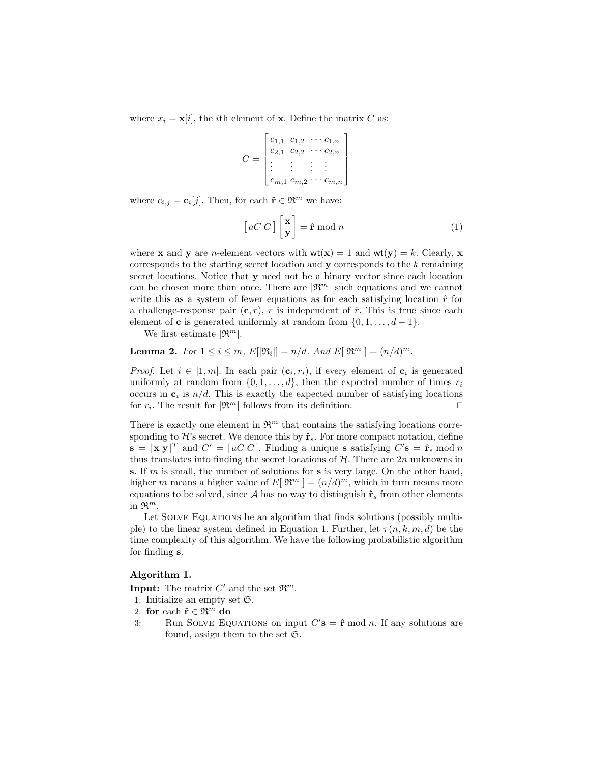where $x_i = \mathbf{x}[i]$, the $i$th element of $\mathbf{x}$. Define the matrix $C$ as:

$$C = \begin{bmatrix} c_{1,1} & c_{1,2} & \cdots & c_{1,n} \\ c_{2,1} & c_{2,2} & \cdots & c_{2,n} \\ \vdots & \vdots & \vdots & \vdots \\ c_{m,1} & c_{m,2} & \cdots & c_{m,n} \end{bmatrix}$$

where $c_{i,j} = \mathbf{c}_i[j]$. Then, for each $\hat{\mathbf{r}} \in \mathfrak{R}^m$ we have:

$$\begin{bmatrix} aC \; C \end{bmatrix} \begin{bmatrix} \mathbf{x} \\ \mathbf{y} \end{bmatrix} = \hat{\mathbf{r}} \bmod n \tag{1}$$

where $\mathbf{x}$ and $\mathbf{y}$ are $n$-element vectors with $\mathsf{wt}(\mathbf{x}) = 1$ and $\mathsf{wt}(\mathbf{y}) = k$. Clearly, $\mathbf{x}$ corresponds to the starting secret location and $\mathbf{y}$ corresponds to the $k$ remaining secret locations. Notice that $\mathbf{y}$ need not be a binary vector since each location can be chosen more than once. There are $|\mathfrak{R}^m|$ such equations and we cannot write this as a system of fewer equations as for each satisfying location $\hat{r}$ for a challenge-response pair $(\mathbf{c}, r)$, $r$ is independent of $\hat{r}$. This is true since each element of $\mathbf{c}$ is generated uniformly at random from $\{0, 1, \ldots, d-1\}$.

We first estimate $|\mathfrak{R}^m|$.

**Lemma 2.** *For* $1 \leq i \leq m$, $E[|\mathfrak{R}_i|] = n/d$. *And* $E[|\mathfrak{R}^m|] = (n/d)^m$.

*Proof.* Let $i \in [1, m]$. In each pair $(\mathbf{c}_i, r_i)$, if every element of $\mathbf{c}_i$ is generated uniformly at random from $\{0, 1, \ldots, d\}$, then the expected number of times $r_i$ occurs in $\mathbf{c}_i$ is $n/d$. This is exactly the expected number of satisfying locations for $r_i$. The result for $|\mathfrak{R}^m|$ follows from its definition. □

There is exactly one element in $\mathfrak{R}^m$ that contains the satisfying locations corresponding to $\mathcal{H}$'s secret. We denote this by $\hat{\mathbf{r}}_s$. For more compact notation, define $\mathbf{s} = [\mathbf{x} \, \mathbf{y}]^T$ and $C' = [aC \; C]$. Finding a unique $\mathbf{s}$ satisfying $C'\mathbf{s} = \hat{\mathbf{r}}_s \bmod n$ thus translates into finding the secret locations of $\mathcal{H}$. There are $2n$ unknowns in $\mathbf{s}$. If $m$ is small, the number of solutions for $\mathbf{s}$ is very large. On the other hand, higher $m$ means a higher value of $E[|\mathfrak{R}^m|] = (n/d)^m$, which in turn means more equations to be solved, since $\mathcal{A}$ has no way to distinguish $\hat{\mathbf{r}}_s$ from other elements in $\mathfrak{R}^m$.

Let Solve Equations be an algorithm that finds solutions (possibly multiple) to the linear system defined in Equation 1. Further, let $\tau(n, k, m, d)$ be the time complexity of this algorithm. We have the following probabilistic algorithm for finding $\mathbf{s}$.

**Algorithm 1.**

**Input:** The matrix $C'$ and the set $\mathfrak{R}^m$.

1: Initialize an empty set $\mathfrak{S}$.
2: **for** each $\hat{\mathbf{r}} \in \mathfrak{R}^m$ **do**
3: Run Solve Equations on input $C'\mathbf{s} = \hat{\mathbf{r}} \bmod n$. If any solutions are found, assign them to the set $\mathfrak{S}$.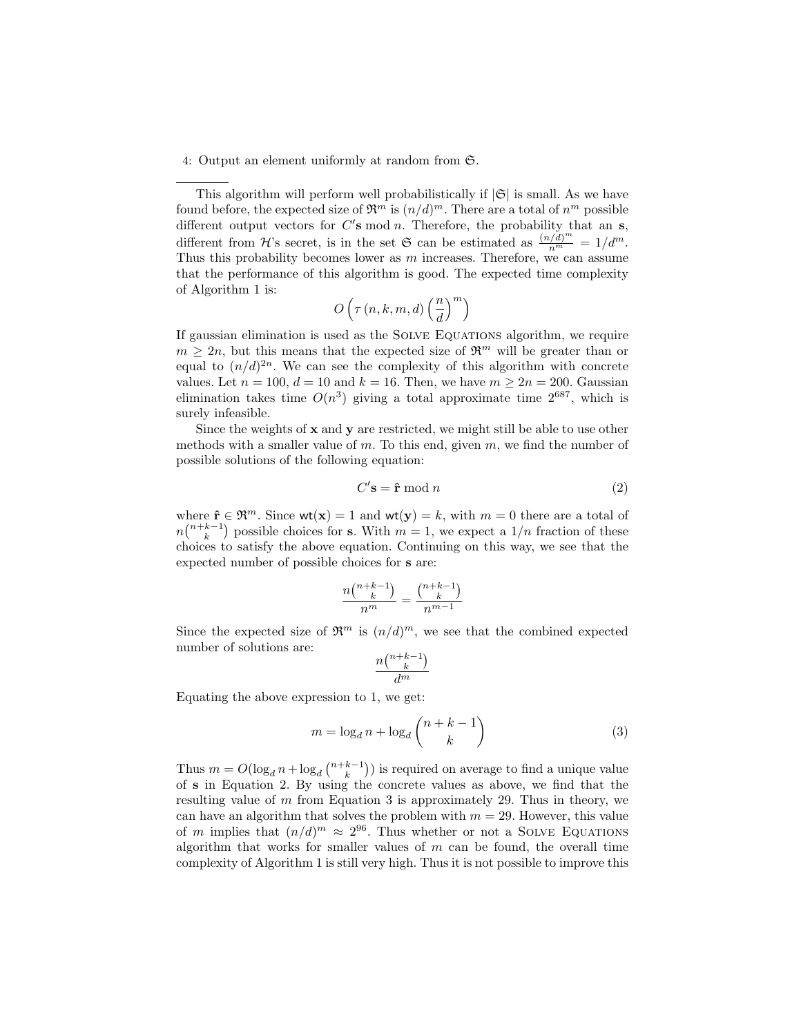4: Output an element uniformly at random from $\mathfrak{S}$.

---

This algorithm will perform well probabilistically if $|\mathfrak{S}|$ is small. As we have found before, the expected size of $\mathfrak{R}^m$ is $(n/d)^m$. There are a total of $n^m$ possible different output vectors for $C'\mathbf{s} \bmod n$. Therefore, the probability that an $\mathbf{s}$, different from $\mathcal{H}$'s secret, is in the set $\mathfrak{S}$ can be estimated as $\frac{(n/d)^m}{n^m} = 1/d^m$. Thus this probability becomes lower as $m$ increases. Therefore, we can assume that the performance of this algorithm is good. The expected time complexity of Algorithm 1 is:

$$O\left(\tau\left(n,k,m,d\right)\left(\frac{n}{d}\right)^m\right)$$

If gaussian elimination is used as the Solve Equations algorithm, we require $m \geq 2n$, but this means that the expected size of $\mathfrak{R}^m$ will be greater than or equal to $(n/d)^{2n}$. We can see the complexity of this algorithm with concrete values. Let $n = 100$, $d = 10$ and $k = 16$. Then, we have $m \geq 2n = 200$. Gaussian elimination takes time $O(n^3)$ giving a total approximate time $2^{687}$, which is surely infeasible.

Since the weights of $\mathbf{x}$ and $\mathbf{y}$ are restricted, we might still be able to use other methods with a smaller value of $m$. To this end, given $m$, we find the number of possible solutions of the following equation:

$$C'\mathbf{s} = \hat{\mathbf{r}} \bmod n \tag{2}$$

where $\hat{\mathbf{r}} \in \mathfrak{R}^m$. Since $\mathsf{wt}(\mathbf{x}) = 1$ and $\mathsf{wt}(\mathbf{y}) = k$, with $m = 0$ there are a total of $n\binom{n+k-1}{k}$ possible choices for $\mathbf{s}$. With $m = 1$, we expect a $1/n$ fraction of these choices to satisfy the above equation. Continuing on this way, we see that the expected number of possible choices for $\mathbf{s}$ are:

$$\frac{n\binom{n+k-1}{k}}{n^m} = \frac{\binom{n+k-1}{k}}{n^{m-1}}$$

Since the expected size of $\mathfrak{R}^m$ is $(n/d)^m$, we see that the combined expected number of solutions are:

$$\frac{n\binom{n+k-1}{k}}{d^m}$$

Equating the above expression to 1, we get:

$$m = \log_d n + \log_d \binom{n+k-1}{k} \tag{3}$$

Thus $m = O(\log_d n + \log_d \binom{n+k-1}{k})$ is required on average to find a unique value of $\mathbf{s}$ in Equation 2. By using the concrete values as above, we find that the resulting value of $m$ from Equation 3 is approximately 29. Thus in theory, we can have an algorithm that solves the problem with $m = 29$. However, this value of $m$ implies that $(n/d)^m \approx 2^{96}$. Thus whether or not a Solve Equations algorithm that works for smaller values of $m$ can be found, the overall time complexity of Algorithm 1 is still very high. Thus it is not possible to improve this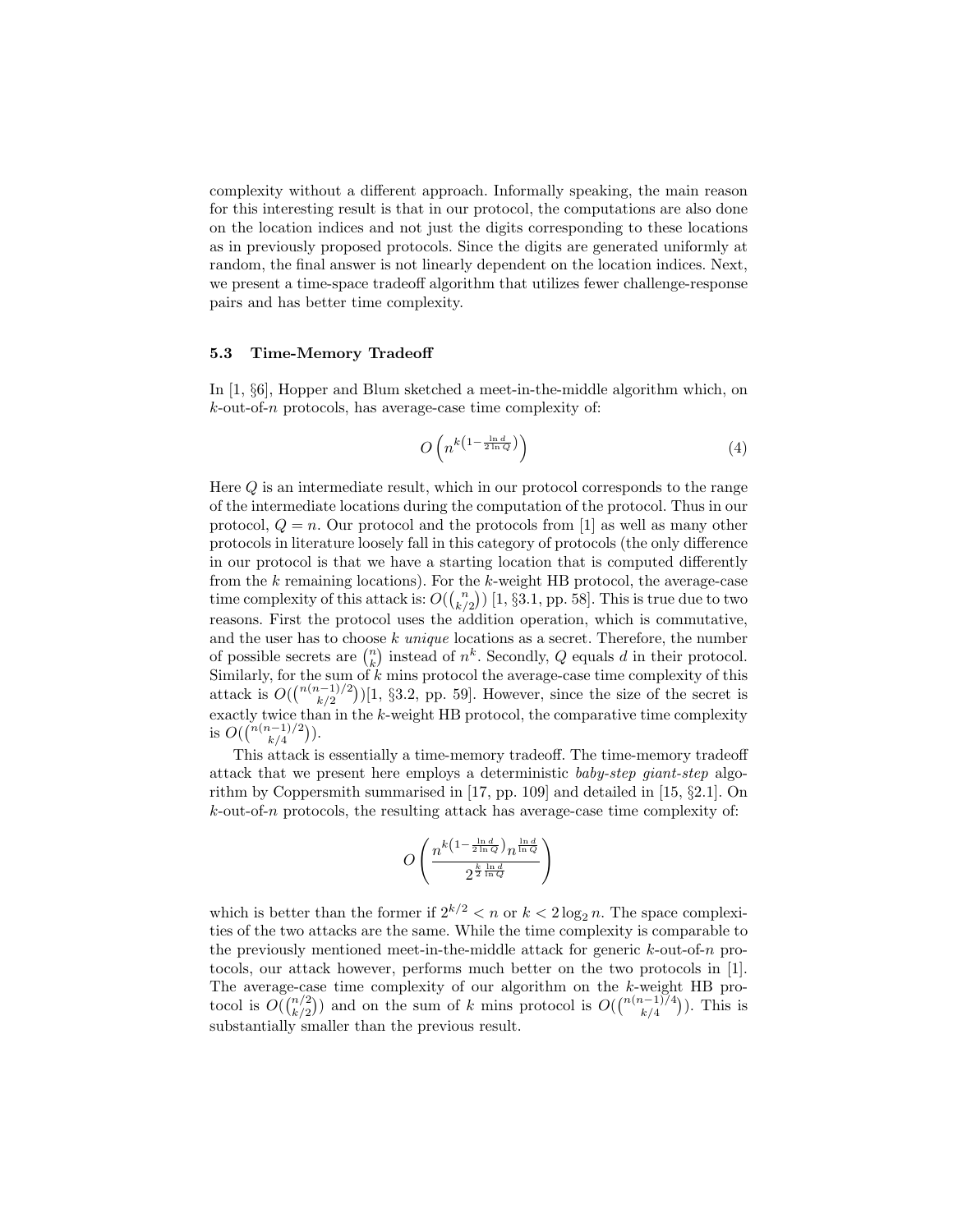complexity without a different approach. Informally speaking, the main reason for this interesting result is that in our protocol, the computations are also done on the location indices and not just the digits corresponding to these locations as in previously proposed protocols. Since the digits are generated uniformly at random, the final answer is not linearly dependent on the location indices. Next, we present a time-space tradeoff algorithm that utilizes fewer challenge-response pairs and has better time complexity.

### 5.3 Time-Memory Tradeoff

In [1, §6], Hopper and Blum sketched a meet-in-the-middle algorithm which, on $k$-out-of-$n$ protocols, has average-case time complexity of:

$$O\left(n^{k\left(1-\frac{\ln d}{2\ln Q}\right)}\right) \tag{4}$$

Here $Q$ is an intermediate result, which in our protocol corresponds to the range of the intermediate locations during the computation of the protocol. Thus in our protocol, $Q = n$. Our protocol and the protocols from [1] as well as many other protocols in literature loosely fall in this category of protocols (the only difference in our protocol is that we have a starting location that is computed differently from the $k$ remaining locations). For the $k$-weight HB protocol, the average-case time complexity of this attack is: $O(\binom{n}{k/2})$ [1, §3.1, pp. 58]. This is true due to two reasons. First the protocol uses the addition operation, which is commutative, and the user has to choose $k$ *unique* locations as a secret. Therefore, the number of possible secrets are $\binom{n}{k}$ instead of $n^k$. Secondly, $Q$ equals $d$ in their protocol. Similarly, for the sum of $k$ mins protocol the average-case time complexity of this attack is $O(\binom{n(n-1)/2}{k/2})$[1, §3.2, pp. 59]. However, since the size of the secret is exactly twice than in the $k$-weight HB protocol, the comparative time complexity is $O(\binom{n(n-1)/2}{k/4})$.

This attack is essentially a time-memory tradeoff. The time-memory tradeoff attack that we present here employs a deterministic *baby-step giant-step* algorithm by Coppersmith summarised in [17, pp. 109] and detailed in [15, §2.1]. On $k$-out-of-$n$ protocols, the resulting attack has average-case time complexity of:

$$O\left(\frac{n^{k\left(1-\frac{\ln d}{2\ln Q}\right)}n^{\frac{\ln d}{\ln Q}}}{2^{\frac{k}{2}\frac{\ln d}{\ln Q}}}\right)$$

which is better than the former if $2^{k/2} < n$ or $k < 2\log_2 n$. The space complexities of the two attacks are the same. While the time complexity is comparable to the previously mentioned meet-in-the-middle attack for generic $k$-out-of-$n$ protocols, our attack however, performs much better on the two protocols in [1]. The average-case time complexity of our algorithm on the $k$-weight HB protocol is $O(\binom{n/2}{k/2})$ and on the sum of $k$ mins protocol is $O(\binom{n(n-1)/4}{k/4})$. This is substantially smaller than the previous result.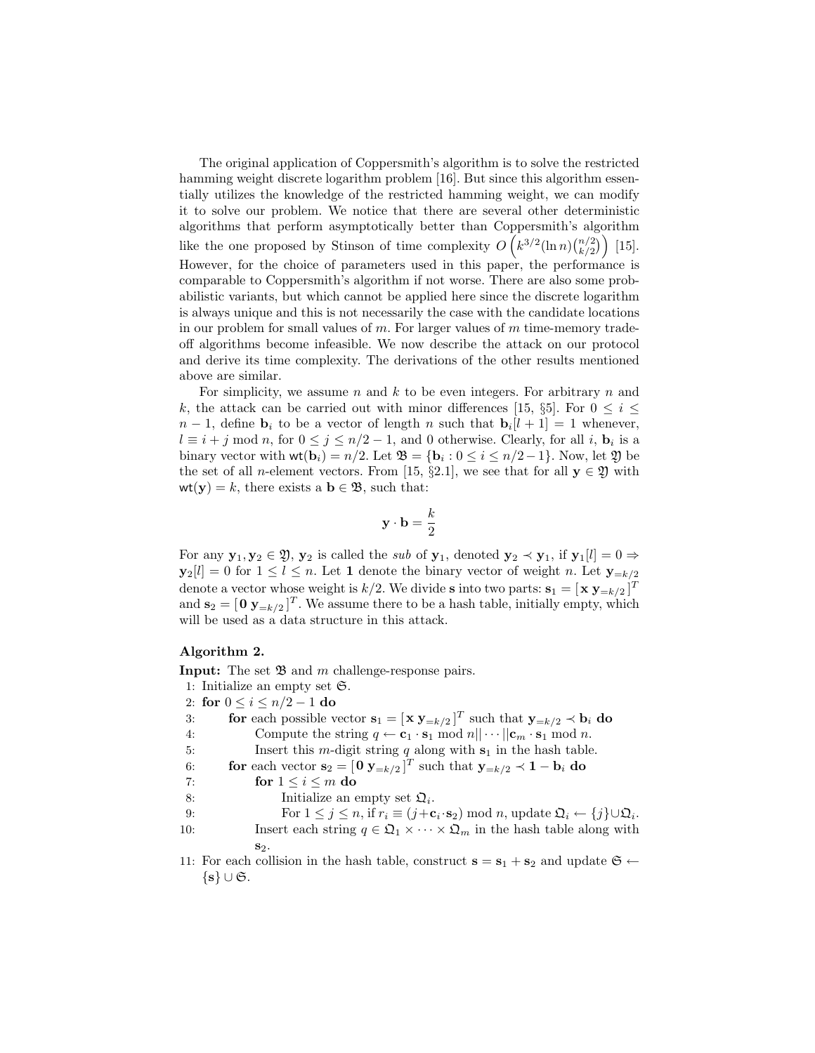The original application of Coppersmith's algorithm is to solve the restricted hamming weight discrete logarithm problem [16]. But since this algorithm essentially utilizes the knowledge of the restricted hamming weight, we can modify it to solve our problem. We notice that there are several other deterministic algorithms that perform asymptotically better than Coppersmith's algorithm like the one proposed by Stinson of time complexity $O\left(k^{3/2}(\ln n)\binom{n/2}{k/2}\right)$ [15]. However, for the choice of parameters used in this paper, the performance is comparable to Coppersmith's algorithm if not worse. There are also some probabilistic variants, but which cannot be applied here since the discrete logarithm is always unique and this is not necessarily the case with the candidate locations in our problem for small values of $m$. For larger values of $m$ time-memory tradeoff algorithms become infeasible. We now describe the attack on our protocol and derive its time complexity. The derivations of the other results mentioned above are similar.

For simplicity, we assume $n$ and $k$ to be even integers. For arbitrary $n$ and $k$, the attack can be carried out with minor differences [15, §5]. For $0 \leq i \leq n-1$, define $\mathbf{b}_i$ to be a vector of length $n$ such that $\mathbf{b}_i[l+1] = 1$ whenever, $l \equiv i + j \bmod n$, for $0 \leq j \leq n/2 - 1$, and 0 otherwise. Clearly, for all $i$, $\mathbf{b}_i$ is a binary vector with $\mathsf{wt}(\mathbf{b}_i) = n/2$. Let $\mathfrak{B} = \{\mathbf{b}_i : 0 \leq i \leq n/2 - 1\}$. Now, let $\mathfrak{Y}$ be the set of all $n$-element vectors. From [15, §2.1], we see that for all $\mathbf{y} \in \mathfrak{Y}$ with $\mathsf{wt}(\mathbf{y}) = k$, there exists a $\mathbf{b} \in \mathfrak{B}$, such that:

$$\mathbf{y} \cdot \mathbf{b} = \frac{k}{2}$$

For any $\mathbf{y}_1, \mathbf{y}_2 \in \mathfrak{Y}$, $\mathbf{y}_2$ is called the *sub* of $\mathbf{y}_1$, denoted $\mathbf{y}_2 \prec \mathbf{y}_1$, if $\mathbf{y}_1[l] = 0 \Rightarrow \mathbf{y}_2[l] = 0$ for $1 \leq l \leq n$. Let $\mathbf{1}$ denote the binary vector of weight $n$. Let $\mathbf{y}_{=k/2}$ denote a vector whose weight is $k/2$. We divide $\mathbf{s}$ into two parts: $\mathbf{s}_1 = [\,\mathbf{x}\; \mathbf{y}_{=k/2}\,]^T$ and $\mathbf{s}_2 = [\,\mathbf{0}\; \mathbf{y}_{=k/2}\,]^T$. We assume there to be a hash table, initially empty, which will be used as a data structure in this attack.

**Algorithm 2.**

**Input:** The set $\mathfrak{B}$ and $m$ challenge-response pairs.

1: Initialize an empty set $\mathfrak{S}$.
2: **for** $0 \leq i \leq n/2 - 1$ **do**
3: &nbsp;&nbsp;&nbsp;&nbsp;**for** each possible vector $\mathbf{s}_1 = [\,\mathbf{x}\; \mathbf{y}_{=k/2}\,]^T$ such that $\mathbf{y}_{=k/2} \prec \mathbf{b}_i$ **do**
4: &nbsp;&nbsp;&nbsp;&nbsp;&nbsp;&nbsp;&nbsp;&nbsp;Compute the string $q \leftarrow \mathbf{c}_1 \cdot \mathbf{s}_1 \bmod n || \cdots || \mathbf{c}_m \cdot \mathbf{s}_1 \bmod n$.
5: &nbsp;&nbsp;&nbsp;&nbsp;&nbsp;&nbsp;&nbsp;&nbsp;Insert this $m$-digit string $q$ along with $\mathbf{s}_1$ in the hash table.
6: &nbsp;&nbsp;&nbsp;&nbsp;**for** each vector $\mathbf{s}_2 = [\,\mathbf{0}\; \mathbf{y}_{=k/2}\,]^T$ such that $\mathbf{y}_{=k/2} \prec \mathbf{1} - \mathbf{b}_i$ **do**
7: &nbsp;&nbsp;&nbsp;&nbsp;&nbsp;&nbsp;&nbsp;&nbsp;**for** $1 \leq i \leq m$ **do**
8: &nbsp;&nbsp;&nbsp;&nbsp;&nbsp;&nbsp;&nbsp;&nbsp;&nbsp;&nbsp;&nbsp;&nbsp;Initialize an empty set $\mathfrak{Q}_i$.
9: &nbsp;&nbsp;&nbsp;&nbsp;&nbsp;&nbsp;&nbsp;&nbsp;&nbsp;&nbsp;&nbsp;&nbsp;For $1 \leq j \leq n$, if $r_i \equiv (j + \mathbf{c}_i \cdot \mathbf{s}_2) \bmod n$, update $\mathfrak{Q}_i \leftarrow \{j\} \cup \mathfrak{Q}_i$.
10: &nbsp;&nbsp;&nbsp;&nbsp;&nbsp;&nbsp;&nbsp;Insert each string $q \in \mathfrak{Q}_1 \times \cdots \times \mathfrak{Q}_m$ in the hash table along with $\mathbf{s}_2$.
11: For each collision in the hash table, construct $\mathbf{s} = \mathbf{s}_1 + \mathbf{s}_2$ and update $\mathfrak{S} \leftarrow \{\mathbf{s}\} \cup \mathfrak{S}$.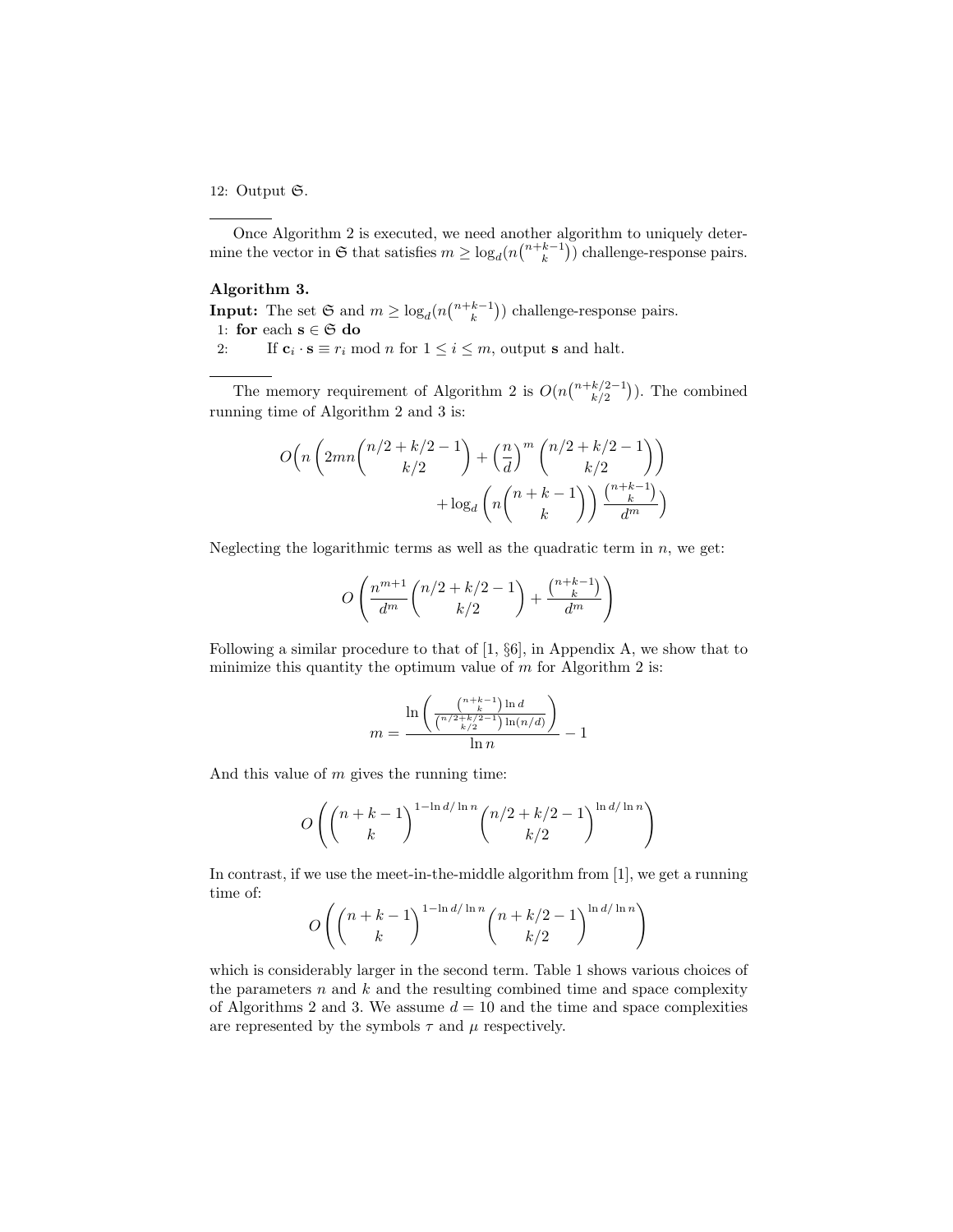12: Output $\mathfrak{S}$.

---

Once Algorithm 2 is executed, we need another algorithm to uniquely determine the vector in $\mathfrak{S}$ that satisfies $m \geq \log_d(n\binom{n+k-1}{k})$ challenge-response pairs.

**Algorithm 3.**

**Input:** The set $\mathfrak{S}$ and $m \geq \log_d(n\binom{n+k-1}{k})$ challenge-response pairs.

1: **for** each $\mathbf{s} \in \mathfrak{S}$ **do**

2: If $\mathbf{c}_i \cdot \mathbf{s} \equiv r_i \bmod n$ for $1 \leq i \leq m$, output $\mathbf{s}$ and halt.

---

The memory requirement of Algorithm 2 is $O(n\binom{n+k/2-1}{k/2})$. The combined running time of Algorithm 2 and 3 is:

$$O\Bigg(n\left(2mn\binom{n/2+k/2-1}{k/2} + \left(\frac{n}{d}\right)^m \binom{n/2+k/2-1}{k/2}\right) \\ + \log_d\left(n\binom{n+k-1}{k}\right)\frac{\binom{n+k-1}{k}}{d^m}\Bigg)$$

Neglecting the logarithmic terms as well as the quadratic term in $n$, we get:

$$O\left(\frac{n^{m+1}}{d^m}\binom{n/2+k/2-1}{k/2} + \frac{\binom{n+k-1}{k}}{d^m}\right)$$

Following a similar procedure to that of [1, §6], in Appendix A, we show that to minimize this quantity the optimum value of $m$ for Algorithm 2 is:

$$m = \frac{\ln\left(\frac{\binom{n+k-1}{k}\ln d}{\binom{n/2+k/2-1}{k/2}\ln(n/d)}\right)}{\ln n} - 1$$

And this value of $m$ gives the running time:

$$O\left(\binom{n+k-1}{k}^{1-\ln d/\ln n}\binom{n/2+k/2-1}{k/2}^{\ln d/\ln n}\right)$$

In contrast, if we use the meet-in-the-middle algorithm from [1], we get a running time of:

$$O\left(\binom{n+k-1}{k}^{1-\ln d/\ln n}\binom{n+k/2-1}{k/2}^{\ln d/\ln n}\right)$$

which is considerably larger in the second term. Table 1 shows various choices of the parameters $n$ and $k$ and the resulting combined time and space complexity of Algorithms 2 and 3. We assume $d = 10$ and the time and space complexities are represented by the symbols $\tau$ and $\mu$ respectively.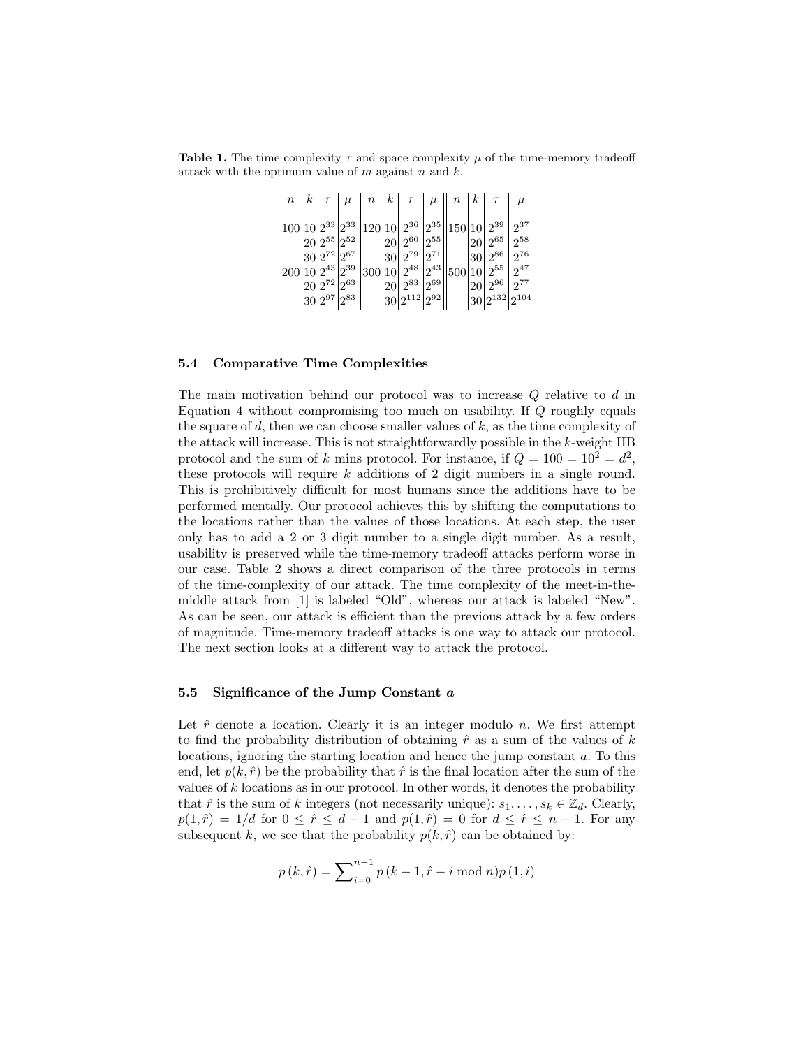**Table 1.** The time complexity $\tau$ and space complexity $\mu$ of the time-memory tradeoff attack with the optimum value of $m$ against $n$ and $k$.

| $n$ | $k$ | $\tau$ | $\mu$ | $n$ | $k$ | $\tau$ | $\mu$ | $n$ | $k$ | $\tau$ | $\mu$ |
|---|---|---|---|---|---|---|---|---|---|---|---|
| 100 | 10 | $2^{33}$ | $2^{33}$ | 120 | 10 | $2^{36}$ | $2^{35}$ | 150 | 10 | $2^{39}$ | $2^{37}$ |
| | 20 | $2^{55}$ | $2^{52}$ | | 20 | $2^{60}$ | $2^{55}$ | | 20 | $2^{65}$ | $2^{58}$ |
| | 30 | $2^{72}$ | $2^{67}$ | | 30 | $2^{79}$ | $2^{71}$ | | 30 | $2^{86}$ | $2^{76}$ |
| 200 | 10 | $2^{43}$ | $2^{39}$ | 300 | 10 | $2^{48}$ | $2^{43}$ | 500 | 10 | $2^{55}$ | $2^{47}$ |
| | 20 | $2^{72}$ | $2^{63}$ | | 20 | $2^{83}$ | $2^{69}$ | | 20 | $2^{96}$ | $2^{77}$ |
| | 30 | $2^{97}$ | $2^{83}$ | | 30 | $2^{112}$ | $2^{92}$ | | 30 | $2^{132}$ | $2^{104}$ |

### 5.4 Comparative Time Complexities

The main motivation behind our protocol was to increase $Q$ relative to $d$ in Equation 4 without compromising too much on usability. If $Q$ roughly equals the square of $d$, then we can choose smaller values of $k$, as the time complexity of the attack will increase. This is not straightforwardly possible in the $k$-weight HB protocol and the sum of $k$ mins protocol. For instance, if $Q = 100 = 10^2 = d^2$, these protocols will require $k$ additions of 2 digit numbers in a single round. This is prohibitively difficult for most humans since the additions have to be performed mentally. Our protocol achieves this by shifting the computations to the locations rather than the values of those locations. At each step, the user only has to add a 2 or 3 digit number to a single digit number. As a result, usability is preserved while the time-memory tradeoff attacks perform worse in our case. Table 2 shows a direct comparison of the three protocols in terms of the time-complexity of our attack. The time complexity of the meet-in-the-middle attack from [1] is labeled "Old", whereas our attack is labeled "New". As can be seen, our attack is efficient than the previous attack by a few orders of magnitude. Time-memory tradeoff attacks is one way to attack our protocol. The next section looks at a different way to attack the protocol.

### 5.5 Significance of the Jump Constant $a$

Let $\hat{r}$ denote a location. Clearly it is an integer modulo $n$. We first attempt to find the probability distribution of obtaining $\hat{r}$ as a sum of the values of $k$ locations, ignoring the starting location and hence the jump constant $a$. To this end, let $p(k, \hat{r})$ be the probability that $\hat{r}$ is the final location after the sum of the values of $k$ locations as in our protocol. In other words, it denotes the probability that $\hat{r}$ is the sum of $k$ integers (not necessarily unique): $s_1, \ldots, s_k \in \mathbb{Z}_d$. Clearly, $p(1, \hat{r}) = 1/d$ for $0 \leq \hat{r} \leq d-1$ and $p(1, \hat{r}) = 0$ for $d \leq \hat{r} \leq n-1$. For any subsequent $k$, we see that the probability $p(k, \hat{r})$ can be obtained by:

$$p\left(k, \hat{r}\right) = \sum\nolimits_{i=0}^{n-1} p\left(k-1, \hat{r} - i \bmod n\right) p\left(1, i\right)$$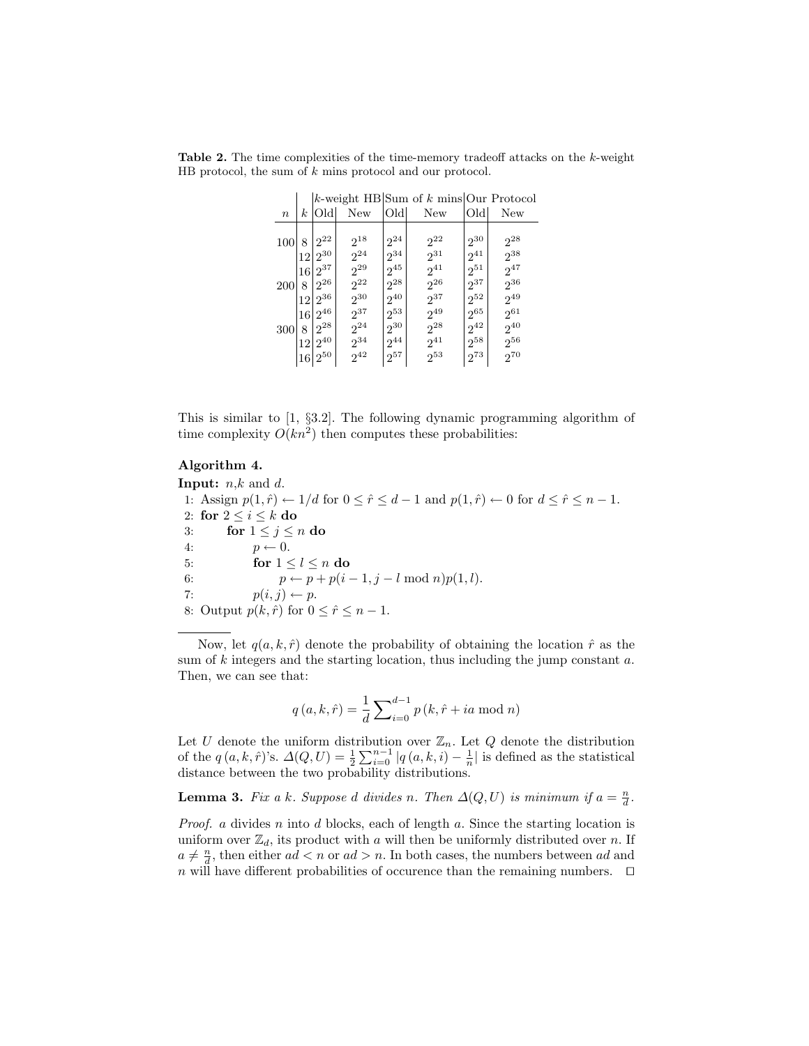**Table 2.** The time complexities of the time-memory tradeoff attacks on the $k$-weight HB protocol, the sum of $k$ mins protocol and our protocol.

| $n$ | $k$ | $k$-weight HB Old | $k$-weight HB New | Sum of $k$ mins Old | Sum of $k$ mins New | Our Protocol Old | Our Protocol New |
|---|---|---|---|---|---|---|---|
| 100 | 8 | $2^{22}$ | $2^{18}$ | $2^{24}$ | $2^{22}$ | $2^{30}$ | $2^{28}$ |
| | 12 | $2^{30}$ | $2^{24}$ | $2^{34}$ | $2^{31}$ | $2^{41}$ | $2^{38}$ |
| | 16 | $2^{37}$ | $2^{29}$ | $2^{45}$ | $2^{41}$ | $2^{51}$ | $2^{47}$ |
| 200 | 8 | $2^{26}$ | $2^{22}$ | $2^{28}$ | $2^{26}$ | $2^{37}$ | $2^{36}$ |
| | 12 | $2^{36}$ | $2^{30}$ | $2^{40}$ | $2^{37}$ | $2^{52}$ | $2^{49}$ |
| | 16 | $2^{46}$ | $2^{37}$ | $2^{53}$ | $2^{49}$ | $2^{65}$ | $2^{61}$ |
| 300 | 8 | $2^{28}$ | $2^{24}$ | $2^{30}$ | $2^{28}$ | $2^{42}$ | $2^{40}$ |
| | 12 | $2^{40}$ | $2^{34}$ | $2^{44}$ | $2^{41}$ | $2^{58}$ | $2^{56}$ |
| | 16 | $2^{50}$ | $2^{42}$ | $2^{57}$ | $2^{53}$ | $2^{73}$ | $2^{70}$ |

This is similar to [1, §3.2]. The following dynamic programming algorithm of time complexity $O(kn^2)$ then computes these probabilities:

**Algorithm 4.**

**Input:** $n$,$k$ and $d$.

1: Assign $p(1, \hat{r}) \leftarrow 1/d$ for $0 \leq \hat{r} \leq d-1$ and $p(1, \hat{r}) \leftarrow 0$ for $d \leq \hat{r} \leq n-1$.
2: **for** $2 \leq i \leq k$ **do**
3: &nbsp;&nbsp;&nbsp;&nbsp;**for** $1 \leq j \leq n$ **do**
4: &nbsp;&nbsp;&nbsp;&nbsp;&nbsp;&nbsp;&nbsp;&nbsp;$p \leftarrow 0$.
5: &nbsp;&nbsp;&nbsp;&nbsp;&nbsp;&nbsp;&nbsp;&nbsp;**for** $1 \leq l \leq n$ **do**
6: &nbsp;&nbsp;&nbsp;&nbsp;&nbsp;&nbsp;&nbsp;&nbsp;&nbsp;&nbsp;&nbsp;&nbsp;$p \leftarrow p + p(i-1, j-l \bmod n)p(1, l)$.
7: &nbsp;&nbsp;&nbsp;&nbsp;&nbsp;&nbsp;&nbsp;&nbsp;$p(i, j) \leftarrow p$.
8: Output $p(k, \hat{r})$ for $0 \leq \hat{r} \leq n-1$.

---

Now, let $q(a, k, \hat{r})$ denote the probability of obtaining the location $\hat{r}$ as the sum of $k$ integers and the starting location, thus including the jump constant $a$. Then, we can see that:

$$q\left(a, k, \hat{r}\right) = \frac{1}{d} \sum_{i=0}^{d-1} p\left(k, \hat{r} + ia \bmod n\right)$$

Let $U$ denote the uniform distribution over $\mathbb{Z}_n$. Let $Q$ denote the distribution of the $q\left(a, k, \hat{r}\right)$'s. $\Delta(Q, U) = \frac{1}{2} \sum_{i=0}^{n-1} |q\left(a, k, i\right) - \frac{1}{n}|$ is defined as the statistical distance between the two probability distributions.

**Lemma 3.** *Fix a $k$. Suppose $d$ divides $n$. Then $\Delta(Q, U)$ is minimum if $a = \frac{n}{d}$.*

*Proof.* $a$ divides $n$ into $d$ blocks, each of length $a$. Since the starting location is uniform over $\mathbb{Z}_d$, its product with $a$ will then be uniformly distributed over $n$. If $a \neq \frac{n}{d}$, then either $ad < n$ or $ad > n$. In both cases, the numbers between $ad$ and $n$ will have different probabilities of occurence than the remaining numbers. □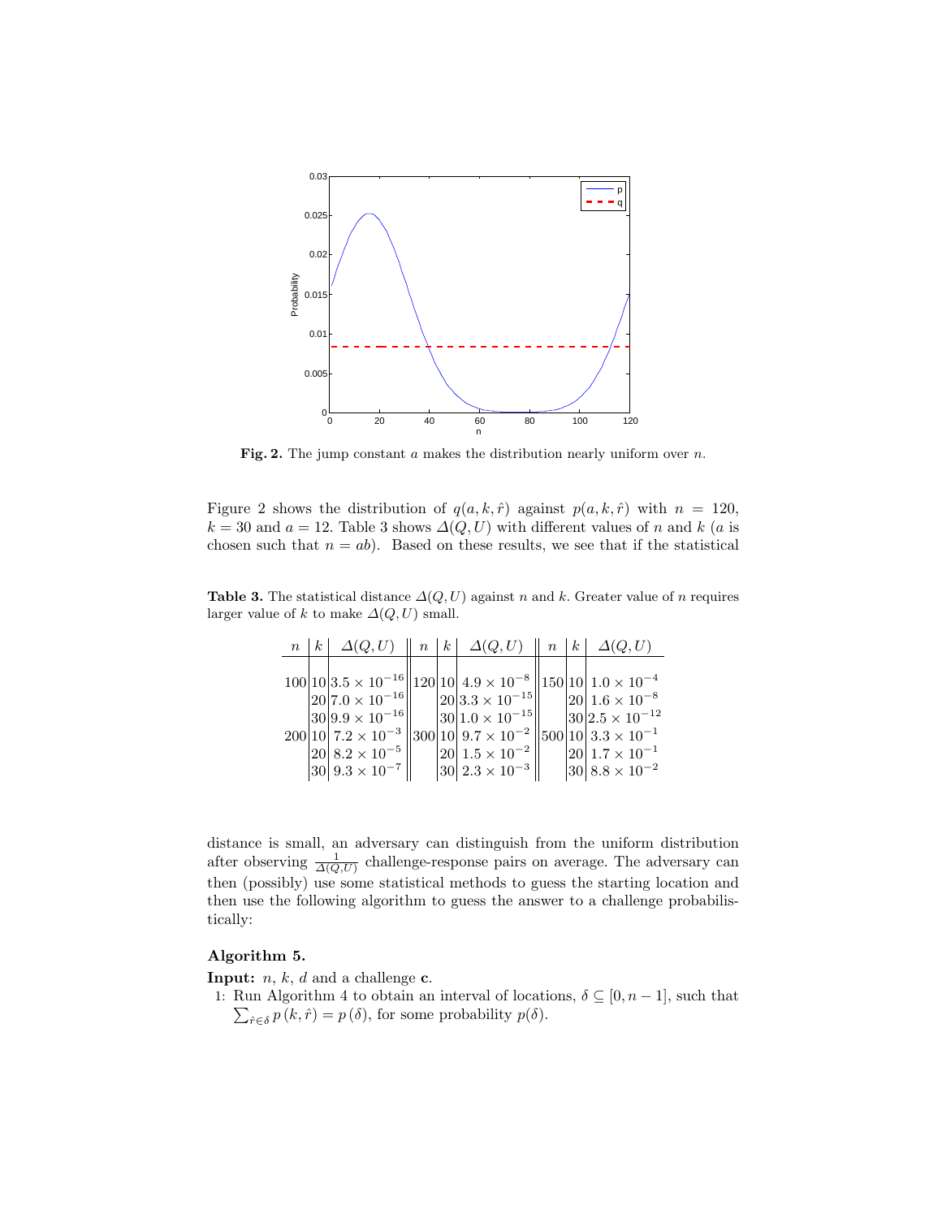**Fig. 2.** The jump constant $a$ makes the distribution nearly uniform over $n$.

Figure 2 shows the distribution of $q(a, k, \hat{r})$ against $p(a, k, \hat{r})$ with $n = 120$, $k = 30$ and $a = 12$. Table 3 shows $\Delta(Q, U)$ with different values of $n$ and $k$ ($a$ is chosen such that $n = ab$). Based on these results, we see that if the statistical distance is small, an adversary can distinguish from the uniform distribution after observing $\frac{1}{\Delta(Q,U)}$ challenge-response pairs on average. The adversary can then (possibly) use some statistical methods to guess the starting location and then use the following algorithm to guess the answer to a challenge probabilistically:

**Table 3.** The statistical distance $\Delta(Q, U)$ against $n$ and $k$. Greater value of $n$ requires larger value of $k$ to make $\Delta(Q, U)$ small.

| $n$ | $k$ | $\Delta(Q, U)$ | $n$ | $k$ | $\Delta(Q, U)$ | $n$ | $k$ | $\Delta(Q, U)$ |
|---|---|---|---|---|---|---|---|---|
| 100 | 10 | $3.5 \times 10^{-16}$ | 120 | 10 | $4.9 \times 10^{-8}$ | 150 | 10 | $1.0 \times 10^{-4}$ |
| | 20 | $7.0 \times 10^{-16}$ | | 20 | $3.3 \times 10^{-15}$ | | 20 | $1.6 \times 10^{-8}$ |
| | 30 | $9.9 \times 10^{-16}$ | | 30 | $1.0 \times 10^{-15}$ | | 30 | $2.5 \times 10^{-12}$ |
| 200 | 10 | $7.2 \times 10^{-3}$ | 300 | 10 | $9.7 \times 10^{-2}$ | 500 | 10 | $3.3 \times 10^{-1}$ |
| | 20 | $8.2 \times 10^{-5}$ | | 20 | $1.5 \times 10^{-2}$ | | 20 | $1.7 \times 10^{-1}$ |
| | 30 | $9.3 \times 10^{-7}$ | | 30 | $2.3 \times 10^{-3}$ | | 30 | $8.8 \times 10^{-2}$ |

**Algorithm 5.**

**Input:** $n$, $k$, $d$ and a challenge $\mathbf{c}$.

1: Run Algorithm 4 to obtain an interval of locations, $\delta \subseteq [0, n-1]$, such that $\sum_{\hat{r} \in \delta} p(k, \hat{r}) = p(\delta)$, for some probability $p(\delta)$.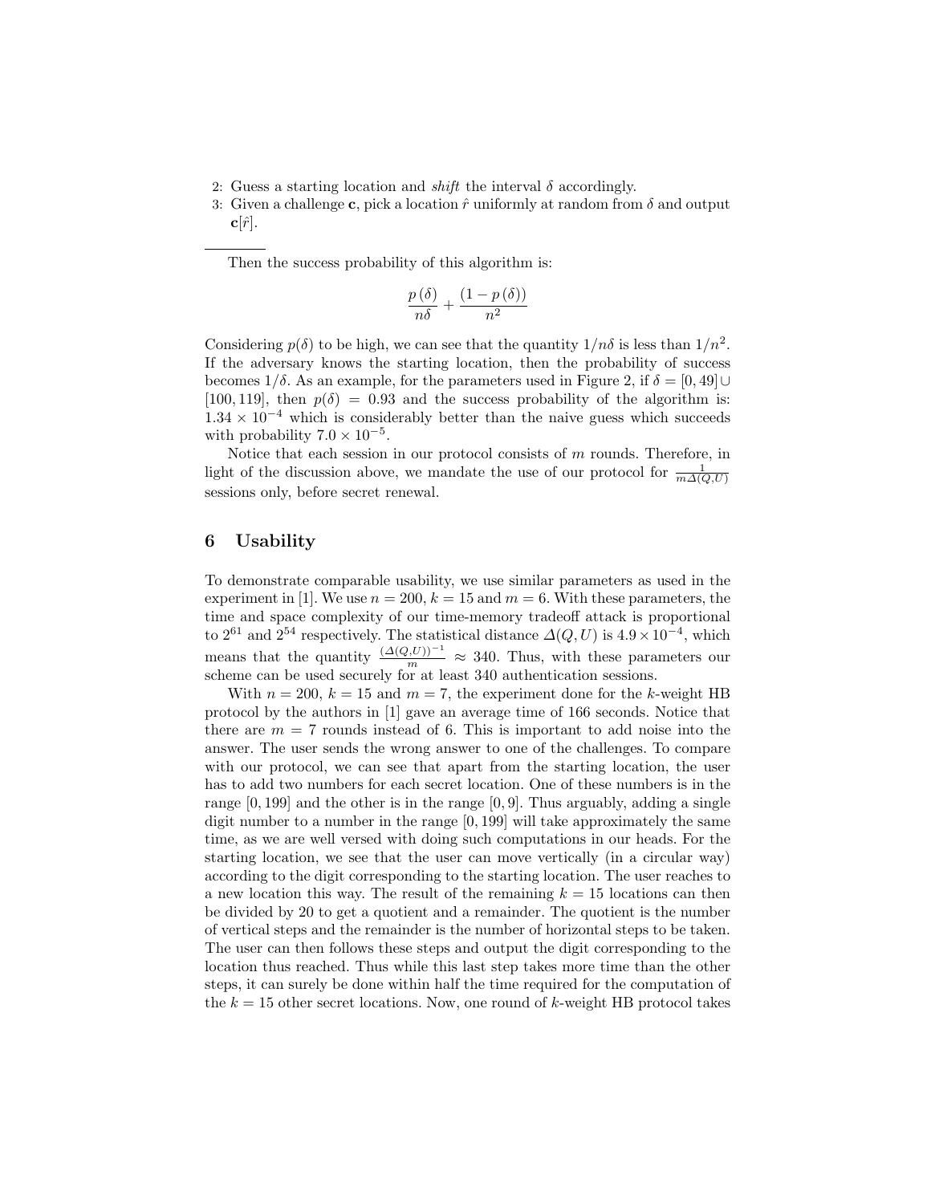2: Guess a starting location and *shift* the interval $\delta$ accordingly.
3: Given a challenge $\mathbf{c}$, pick a location $\hat{r}$ uniformly at random from $\delta$ and output $\mathbf{c}[\hat{r}]$.

---

Then the success probability of this algorithm is:

$$\frac{p(\delta)}{n\delta} + \frac{(1 - p(\delta))}{n^2}$$

Considering $p(\delta)$ to be high, we can see that the quantity $1/n\delta$ is less than $1/n^2$. If the adversary knows the starting location, then the probability of success becomes $1/\delta$. As an example, for the parameters used in Figure 2, if $\delta = [0, 49] \cup [100, 119]$, then $p(\delta) = 0.93$ and the success probability of the algorithm is: $1.34 \times 10^{-4}$ which is considerably better than the naive guess which succeeds with probability $7.0 \times 10^{-5}$.

Notice that each session in our protocol consists of $m$ rounds. Therefore, in light of the discussion above, we mandate the use of our protocol for $\frac{1}{m\Delta(Q,U)}$ sessions only, before secret renewal.

## 6 Usability

To demonstrate comparable usability, we use similar parameters as used in the experiment in [1]. We use $n = 200$, $k = 15$ and $m = 6$. With these parameters, the time and space complexity of our time-memory tradeoff attack is proportional to $2^{61}$ and $2^{54}$ respectively. The statistical distance $\Delta(Q, U)$ is $4.9 \times 10^{-4}$, which means that the quantity $\frac{(\Delta(Q,U))^{-1}}{m} \approx 340$. Thus, with these parameters our scheme can be used securely for at least 340 authentication sessions.

With $n = 200$, $k = 15$ and $m = 7$, the experiment done for the $k$-weight HB protocol by the authors in [1] gave an average time of 166 seconds. Notice that there are $m = 7$ rounds instead of 6. This is important to add noise into the answer. The user sends the wrong answer to one of the challenges. To compare with our protocol, we can see that apart from the starting location, the user has to add two numbers for each secret location. One of these numbers is in the range $[0, 199]$ and the other is in the range $[0, 9]$. Thus arguably, adding a single digit number to a number in the range $[0, 199]$ will take approximately the same time, as we are well versed with doing such computations in our heads. For the starting location, we see that the user can move vertically (in a circular way) according to the digit corresponding to the starting location. The user reaches to a new location this way. The result of the remaining $k = 15$ locations can then be divided by 20 to get a quotient and a remainder. The quotient is the number of vertical steps and the remainder is the number of horizontal steps to be taken. The user can then follows these steps and output the digit corresponding to the location thus reached. Thus while this last step takes more time than the other steps, it can surely be done within half the time required for the computation of the $k = 15$ other secret locations. Now, one round of $k$-weight HB protocol takes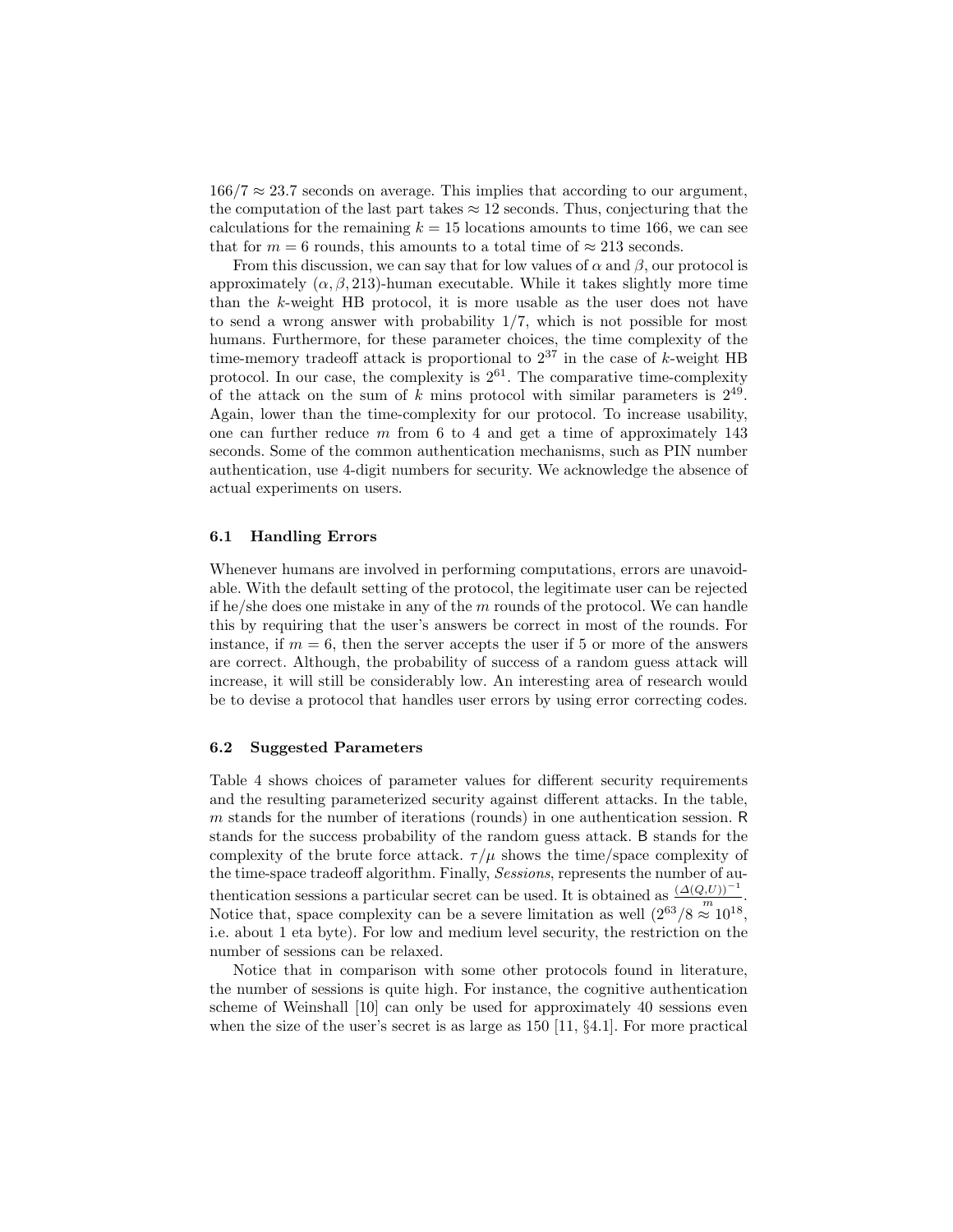$166/7 \approx 23.7$ seconds on average. This implies that according to our argument, the computation of the last part takes $\approx 12$ seconds. Thus, conjecturing that the calculations for the remaining $k = 15$ locations amounts to time 166, we can see that for $m = 6$ rounds, this amounts to a total time of $\approx 213$ seconds.

From this discussion, we can say that for low values of $\alpha$ and $\beta$, our protocol is approximately $(\alpha, \beta, 213)$-human executable. While it takes slightly more time than the $k$-weight HB protocol, it is more usable as the user does not have to send a wrong answer with probability 1/7, which is not possible for most humans. Furthermore, for these parameter choices, the time complexity of the time-memory tradeoff attack is proportional to $2^{37}$ in the case of $k$-weight HB protocol. In our case, the complexity is $2^{61}$. The comparative time-complexity of the attack on the sum of $k$ mins protocol with similar parameters is $2^{49}$. Again, lower than the time-complexity for our protocol. To increase usability, one can further reduce $m$ from 6 to 4 and get a time of approximately 143 seconds. Some of the common authentication mechanisms, such as PIN number authentication, use 4-digit numbers for security. We acknowledge the absence of actual experiments on users.

### 6.1 Handling Errors

Whenever humans are involved in performing computations, errors are unavoidable. With the default setting of the protocol, the legitimate user can be rejected if he/she does one mistake in any of the $m$ rounds of the protocol. We can handle this by requiring that the user's answers be correct in most of the rounds. For instance, if $m = 6$, then the server accepts the user if 5 or more of the answers are correct. Although, the probability of success of a random guess attack will increase, it will still be considerably low. An interesting area of research would be to devise a protocol that handles user errors by using error correcting codes.

### 6.2 Suggested Parameters

Table 4 shows choices of parameter values for different security requirements and the resulting parameterized security against different attacks. In the table, $m$ stands for the number of iterations (rounds) in one authentication session. R stands for the success probability of the random guess attack. B stands for the complexity of the brute force attack. $\tau/\mu$ shows the time/space complexity of the time-space tradeoff algorithm. Finally, *Sessions*, represents the number of authentication sessions a particular secret can be used. It is obtained as $\frac{(\Delta(Q,U))^{-1}}{m}$. Notice that, space complexity can be a severe limitation as well ($2^{63}/8 \approx 10^{18}$, i.e. about 1 eta byte). For low and medium level security, the restriction on the number of sessions can be relaxed.

Notice that in comparison with some other protocols found in literature, the number of sessions is quite high. For instance, the cognitive authentication scheme of Weinshall [10] can only be used for approximately 40 sessions even when the size of the user's secret is as large as 150 [11, §4.1]. For more practical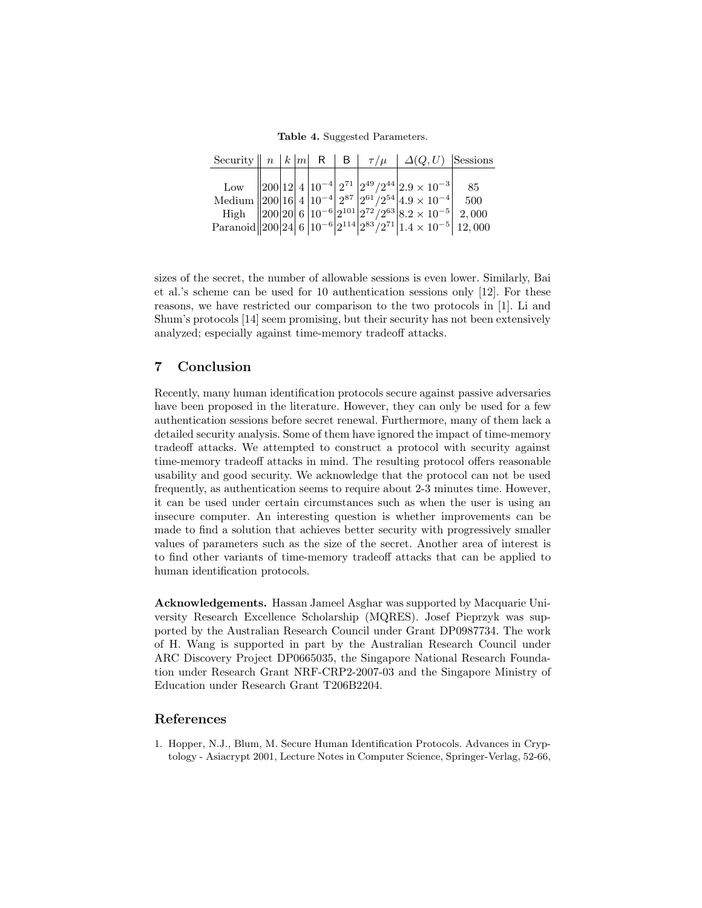**Table 4.** Suggested Parameters.

| Security | $n$ | $k$ | $m$ | R | B | $\tau/\mu$ | $\Delta(Q, U)$ | Sessions |
|---|---|---|---|---|---|---|---|---|
| Low | 200 | 12 | 4 | $10^{-4}$ | $2^{71}$ | $2^{49}/2^{44}$ | $2.9 \times 10^{-3}$ | 85 |
| Medium | 200 | 16 | 4 | $10^{-4}$ | $2^{87}$ | $2^{61}/2^{54}$ | $4.9 \times 10^{-4}$ | 500 |
| High | 200 | 20 | 6 | $10^{-6}$ | $2^{101}$ | $2^{72}/2^{63}$ | $8.2 \times 10^{-5}$ | 2,000 |
| Paranoid | 200 | 24 | 6 | $10^{-6}$ | $2^{114}$ | $2^{83}/2^{71}$ | $1.4 \times 10^{-5}$ | 12,000 |

sizes of the secret, the number of allowable sessions is even lower. Similarly, Bai et al.'s scheme can be used for 10 authentication sessions only [12]. For these reasons, we have restricted our comparison to the two protocols in [1]. Li and Shum's protocols [14] seem promising, but their security has not been extensively analyzed; especially against time-memory tradeoff attacks.

## 7 Conclusion

Recently, many human identification protocols secure against passive adversaries have been proposed in the literature. However, they can only be used for a few authentication sessions before secret renewal. Furthermore, many of them lack a detailed security analysis. Some of them have ignored the impact of time-memory tradeoff attacks. We attempted to construct a protocol with security against time-memory tradeoff attacks in mind. The resulting protocol offers reasonable usability and good security. We acknowledge that the protocol can not be used frequently, as authentication seems to require about 2-3 minutes time. However, it can be used under certain circumstances such as when the user is using an insecure computer. An interesting question is whether improvements can be made to find a solution that achieves better security with progressively smaller values of parameters such as the size of the secret. Another area of interest is to find other variants of time-memory tradeoff attacks that can be applied to human identification protocols.

**Acknowledgements.** Hassan Jameel Asghar was supported by Macquarie University Research Excellence Scholarship (MQRES). Josef Pieprzyk was supported by the Australian Research Council under Grant DP0987734. The work of H. Wang is supported in part by the Australian Research Council under ARC Discovery Project DP0665035, the Singapore National Research Foundation under Research Grant NRF-CRP2-2007-03 and the Singapore Ministry of Education under Research Grant T206B2204.

## References

1. Hopper, N.J., Blum, M. Secure Human Identification Protocols. Advances in Cryptology - Asiacrypt 2001, Lecture Notes in Computer Science, Springer-Verlag, 52-66,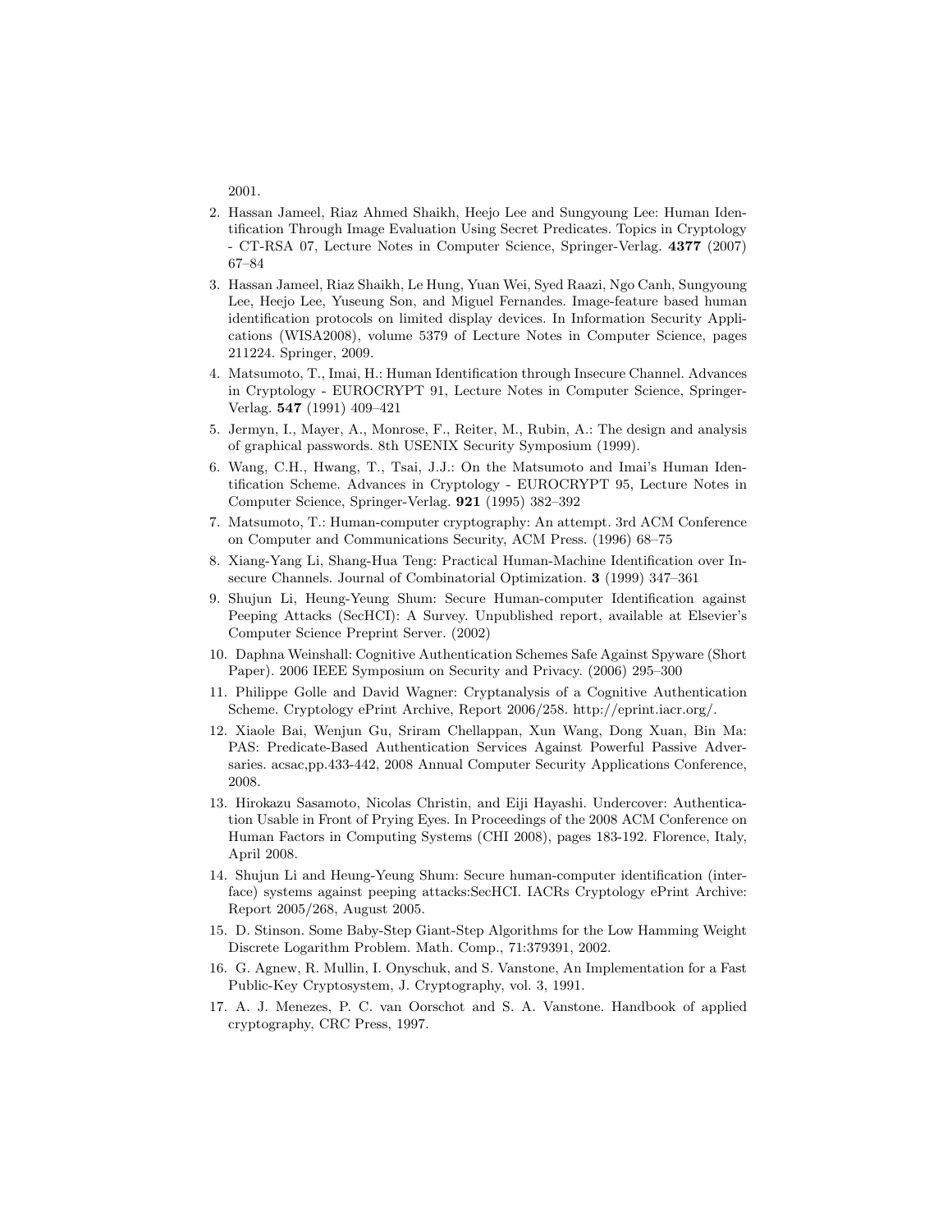2001.

2. Hassan Jameel, Riaz Ahmed Shaikh, Heejo Lee and Sungyoung Lee: Human Identification Through Image Evaluation Using Secret Predicates. Topics in Cryptology - CT-RSA 07, Lecture Notes in Computer Science, Springer-Verlag. **4377** (2007) 67–84
3. Hassan Jameel, Riaz Shaikh, Le Hung, Yuan Wei, Syed Raazi, Ngo Canh, Sungyoung Lee, Heejo Lee, Yuseung Son, and Miguel Fernandes. Image-feature based human identification protocols on limited display devices. In Information Security Applications (WISA2008), volume 5379 of Lecture Notes in Computer Science, pages 211224. Springer, 2009.
4. Matsumoto, T., Imai, H.: Human Identification through Insecure Channel. Advances in Cryptology - EUROCRYPT 91, Lecture Notes in Computer Science, Springer-Verlag. **547** (1991) 409–421
5. Jermyn, I., Mayer, A., Monrose, F., Reiter, M., Rubin, A.: The design and analysis of graphical passwords. 8th USENIX Security Symposium (1999).
6. Wang, C.H., Hwang, T., Tsai, J.J.: On the Matsumoto and Imai's Human Identification Scheme. Advances in Cryptology - EUROCRYPT 95, Lecture Notes in Computer Science, Springer-Verlag. **921** (1995) 382–392
7. Matsumoto, T.: Human-computer cryptography: An attempt. 3rd ACM Conference on Computer and Communications Security, ACM Press. (1996) 68–75
8. Xiang-Yang Li, Shang-Hua Teng: Practical Human-Machine Identification over Insecure Channels. Journal of Combinatorial Optimization. **3** (1999) 347–361
9. Shujun Li, Heung-Yeung Shum: Secure Human-computer Identification against Peeping Attacks (SecHCI): A Survey. Unpublished report, available at Elsevier's Computer Science Preprint Server. (2002)
10. Daphna Weinshall: Cognitive Authentication Schemes Safe Against Spyware (Short Paper). 2006 IEEE Symposium on Security and Privacy. (2006) 295–300
11. Philippe Golle and David Wagner: Cryptanalysis of a Cognitive Authentication Scheme. Cryptology ePrint Archive, Report 2006/258. http://eprint.iacr.org/.
12. Xiaole Bai, Wenjun Gu, Sriram Chellappan, Xun Wang, Dong Xuan, Bin Ma: PAS: Predicate-Based Authentication Services Against Powerful Passive Adversaries. acsac,pp.433-442, 2008 Annual Computer Security Applications Conference, 2008.
13. Hirokazu Sasamoto, Nicolas Christin, and Eiji Hayashi. Undercover: Authentication Usable in Front of Prying Eyes. In Proceedings of the 2008 ACM Conference on Human Factors in Computing Systems (CHI 2008), pages 183-192. Florence, Italy, April 2008.
14. Shujun Li and Heung-Yeung Shum: Secure human-computer identification (interface) systems against peeping attacks:SecHCI. IACRs Cryptology ePrint Archive: Report 2005/268, August 2005.
15. D. Stinson. Some Baby-Step Giant-Step Algorithms for the Low Hamming Weight Discrete Logarithm Problem. Math. Comp., 71:379391, 2002.
16. G. Agnew, R. Mullin, I. Onyschuk, and S. Vanstone, An Implementation for a Fast Public-Key Cryptosystem, J. Cryptography, vol. 3, 1991.
17. A. J. Menezes, P. C. van Oorschot and S. A. Vanstone. Handbook of applied cryptography, CRC Press, 1997.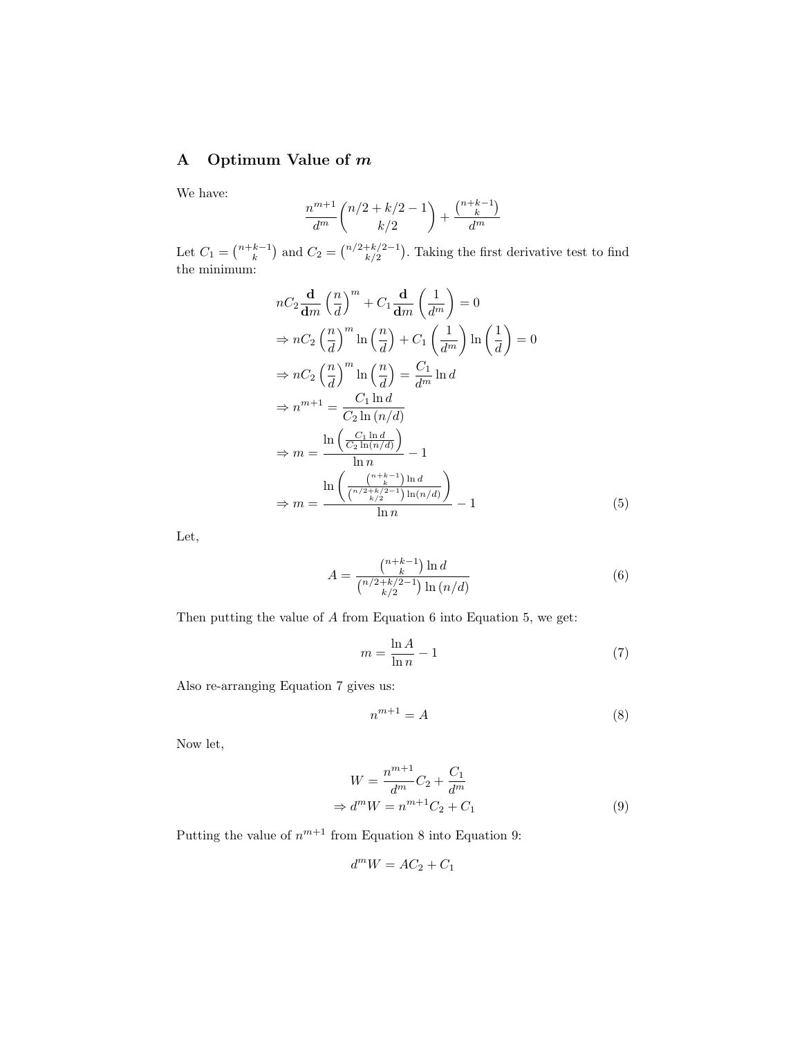## A Optimum Value of $m$

We have:

$$\frac{n^{m+1}}{d^m}\binom{n/2+k/2-1}{k/2}+\frac{\binom{n+k-1}{k}}{d^m}$$

Let $C_1 = \binom{n+k-1}{k}$ and $C_2 = \binom{n/2+k/2-1}{k/2}$. Taking the first derivative test to find the minimum:

$$\begin{aligned}
& nC_2 \frac{\mathbf{d}}{\mathbf{d}m}\left(\frac{n}{d}\right)^m + C_1 \frac{\mathbf{d}}{\mathbf{d}m}\left(\frac{1}{d^m}\right) = 0 \\
& \Rightarrow nC_2\left(\frac{n}{d}\right)^m \ln\left(\frac{n}{d}\right) + C_1\left(\frac{1}{d^m}\right)\ln\left(\frac{1}{d}\right) = 0 \\
& \Rightarrow nC_2\left(\frac{n}{d}\right)^m \ln\left(\frac{n}{d}\right) = \frac{C_1}{d^m}\ln d \\
& \Rightarrow n^{m+1} = \frac{C_1 \ln d}{C_2 \ln(n/d)} \\
& \Rightarrow m = \frac{\ln\left(\frac{C_1 \ln d}{C_2 \ln(n/d)}\right)}{\ln n} - 1 \\
& \Rightarrow m = \frac{\ln\left(\frac{\binom{n+k-1}{k}\ln d}{\binom{n/2+k/2-1}{k/2}\ln(n/d)}\right)}{\ln n} - 1
\end{aligned} \tag{5}$$

Let,

$$A = \frac{\binom{n+k-1}{k}\ln d}{\binom{n/2+k/2-1}{k/2}\ln(n/d)} \tag{6}$$

Then putting the value of $A$ from Equation 6 into Equation 5, we get:

$$m = \frac{\ln A}{\ln n} - 1 \tag{7}$$

Also re-arranging Equation 7 gives us:

$$n^{m+1} = A \tag{8}$$

Now let,

$$\begin{aligned}
W &= \frac{n^{m+1}}{d^m}C_2 + \frac{C_1}{d^m} \\
\Rightarrow d^m W &= n^{m+1}C_2 + C_1
\end{aligned} \tag{9}$$

Putting the value of $n^{m+1}$ from Equation 8 into Equation 9:

$$d^m W = AC_2 + C_1$$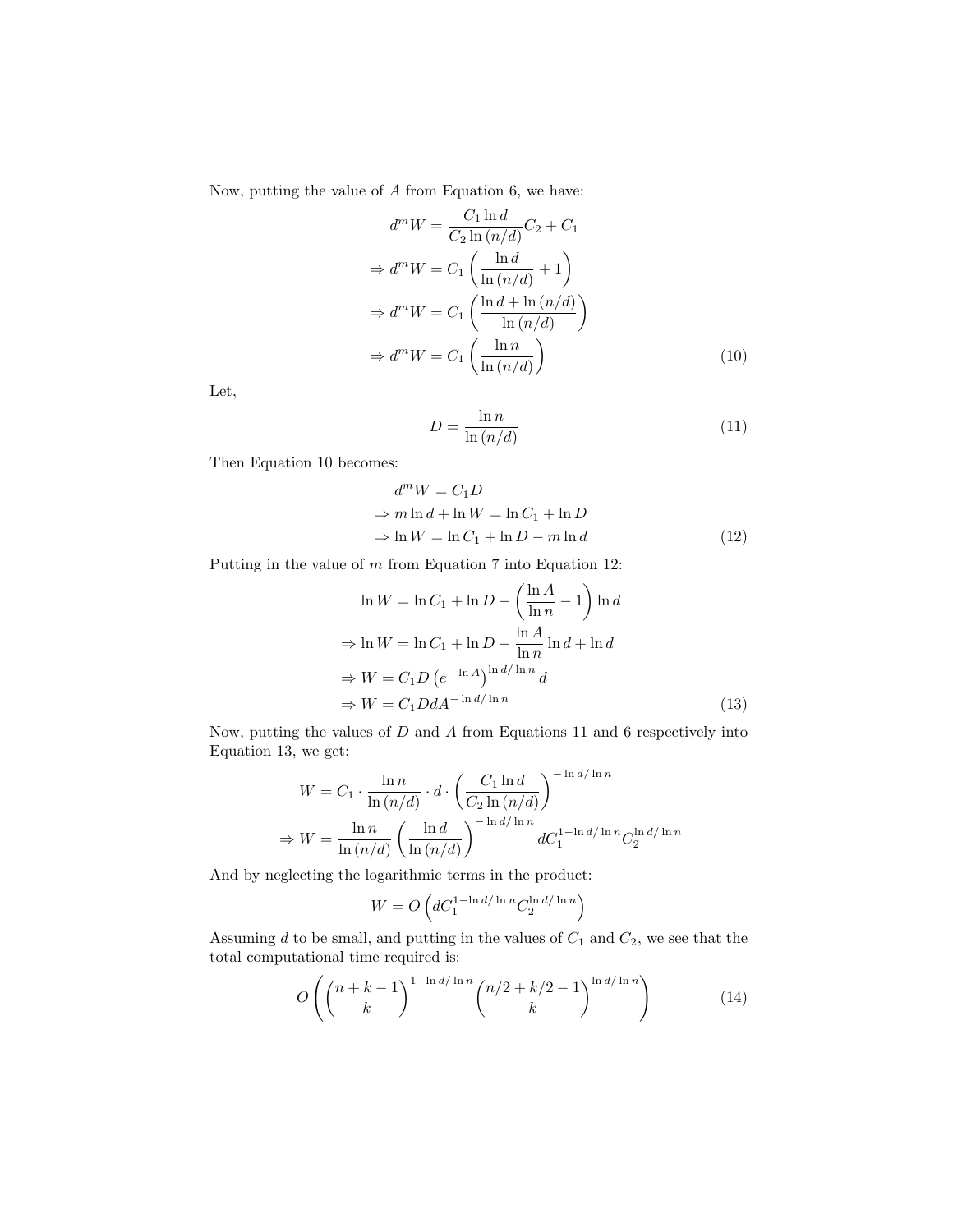Now, putting the value of $A$ from Equation 6, we have:

$$
\begin{aligned}
d^m W &= \frac{C_1 \ln d}{C_2 \ln(n/d)} C_2 + C_1 \\
\Rightarrow d^m W &= C_1 \left( \frac{\ln d}{\ln(n/d)} + 1 \right) \\
\Rightarrow d^m W &= C_1 \left( \frac{\ln d + \ln(n/d)}{\ln(n/d)} \right) \\
\Rightarrow d^m W &= C_1 \left( \frac{\ln n}{\ln(n/d)} \right)
\end{aligned}
\tag{10}
$$

Let,

$$
D = \frac{\ln n}{\ln(n/d)} \tag{11}
$$

Then Equation 10 becomes:

$$
\begin{aligned}
d^m W &= C_1 D \\
\Rightarrow m \ln d + \ln W &= \ln C_1 + \ln D \\
\Rightarrow \ln W &= \ln C_1 + \ln D - m \ln d
\end{aligned}
\tag{12}
$$

Putting in the value of $m$ from Equation 7 into Equation 12:

$$
\begin{aligned}
\ln W &= \ln C_1 + \ln D - \left( \frac{\ln A}{\ln n} - 1 \right) \ln d \\
\Rightarrow \ln W &= \ln C_1 + \ln D - \frac{\ln A}{\ln n} \ln d + \ln d \\
\Rightarrow W &= C_1 D \left( e^{-\ln A} \right)^{\ln d / \ln n} d \\
\Rightarrow W &= C_1 D d A^{-\ln d / \ln n}
\end{aligned}
\tag{13}
$$

Now, putting the values of $D$ and $A$ from Equations 11 and 6 respectively into Equation 13, we get:

$$
\begin{aligned}
W &= C_1 \cdot \frac{\ln n}{\ln(n/d)} \cdot d \cdot \left( \frac{C_1 \ln d}{C_2 \ln(n/d)} \right)^{-\ln d / \ln n} \\
\Rightarrow W &= \frac{\ln n}{\ln(n/d)} \left( \frac{\ln d}{\ln(n/d)} \right)^{-\ln d / \ln n} d C_1^{1 - \ln d / \ln n} C_2^{\ln d / \ln n}
\end{aligned}
$$

And by neglecting the logarithmic terms in the product:

$$
W = O\left( d C_1^{1 - \ln d / \ln n} C_2^{\ln d / \ln n} \right)
$$

Assuming $d$ to be small, and putting in the values of $C_1$ and $C_2$, we see that the total computational time required is:

$$
O\left( \binom{n+k-1}{k}^{1 - \ln d / \ln n} \binom{n/2 + k/2 - 1}{k}^{\ln d / \ln n} \right) \tag{14}
$$